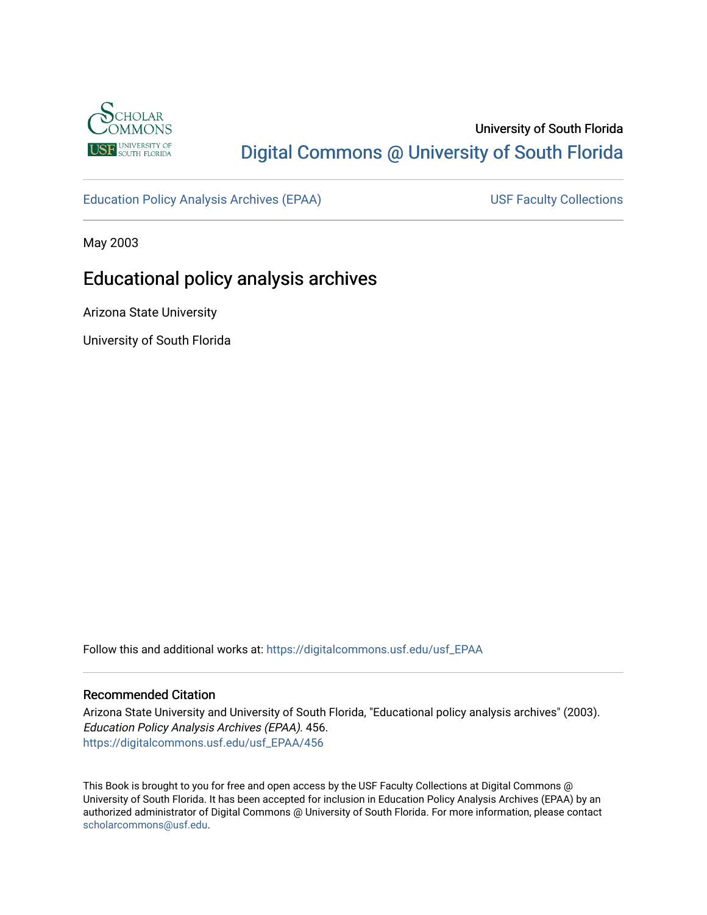University of South Florida

Digital Commons @ University of South Florida

Education Policy Analysis Archives (EPAA)

USF Faculty Collections

May 2003

# Educational policy analysis archives

Arizona State University

University of South Florida

Follow this and additional works at: https://digitalcommons.usf.edu/usf_EPAA

## Recommended Citation

Arizona State University and University of South Florida, "Educational policy analysis archives" (2003). *Education Policy Analysis Archives (EPAA)*. 456.
https://digitalcommons.usf.edu/usf_EPAA/456

This Book is brought to you for free and open access by the USF Faculty Collections at Digital Commons @ University of South Florida. It has been accepted for inclusion in Education Policy Analysis Archives (EPAA) by an authorized administrator of Digital Commons @ University of South Florida. For more information, please contact scholarcommons@usf.edu.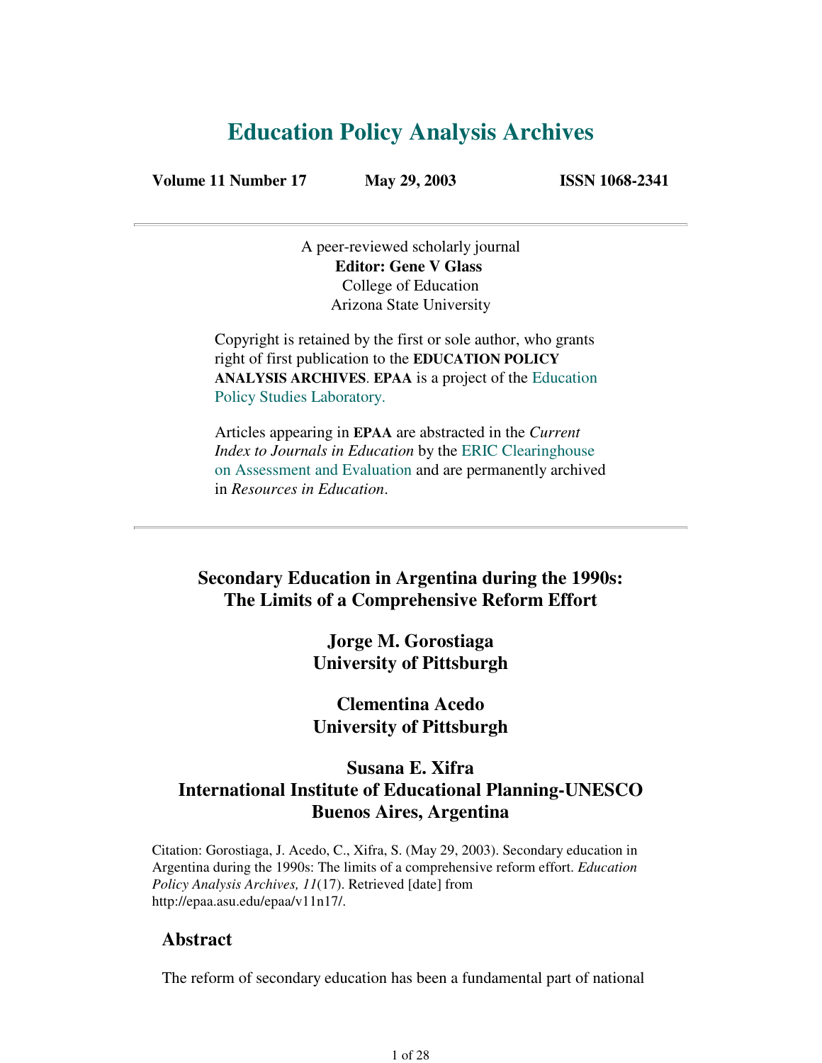# Education Policy Analysis Archives

**Volume 11 Number 17** **May 29, 2003** **ISSN 1068-2341**

---

A peer-reviewed scholarly journal
**Editor: Gene V Glass**
College of Education
Arizona State University

Copyright is retained by the first or sole author, who grants right of first publication to the **EDUCATION POLICY ANALYSIS ARCHIVES**. **EPAA** is a project of the Education Policy Studies Laboratory.

Articles appearing in **EPAA** are abstracted in the *Current Index to Journals in Education* by the ERIC Clearinghouse on Assessment and Evaluation and are permanently archived in *Resources in Education*.

---

## Secondary Education in Argentina during the 1990s: The Limits of a Comprehensive Reform Effort

**Jorge M. Gorostiaga**
**University of Pittsburgh**

**Clementina Acedo**
**University of Pittsburgh**

**Susana E. Xifra**
**International Institute of Educational Planning-UNESCO**
**Buenos Aires, Argentina**

Citation: Gorostiaga, J. Acedo, C., Xifra, S. (May 29, 2003). Secondary education in Argentina during the 1990s: The limits of a comprehensive reform effort. *Education Policy Analysis Archives, 11*(17). Retrieved [date] from http://epaa.asu.edu/epaa/v11n17/.

### Abstract

The reform of secondary education has been a fundamental part of national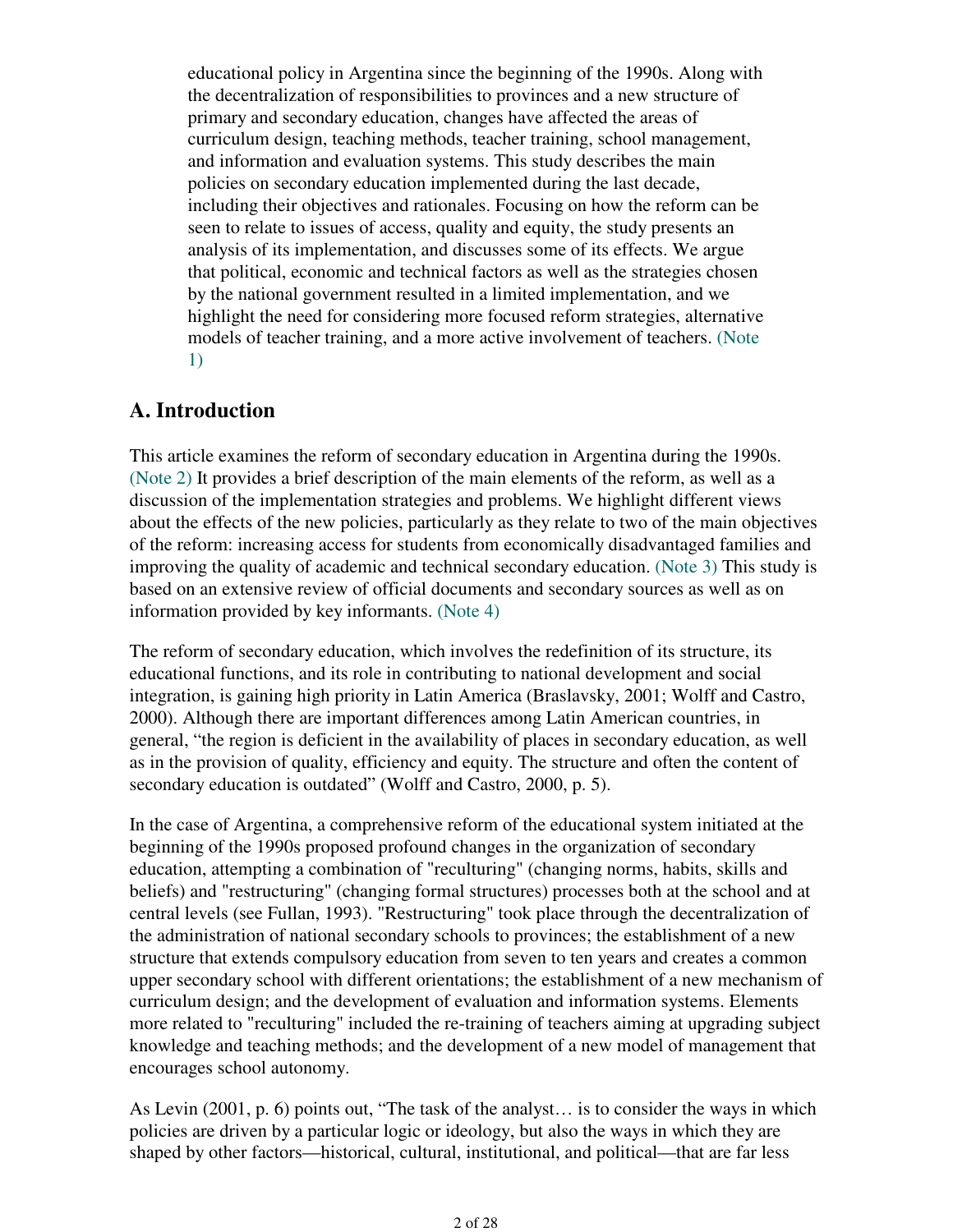educational policy in Argentina since the beginning of the 1990s. Along with the decentralization of responsibilities to provinces and a new structure of primary and secondary education, changes have affected the areas of curriculum design, teaching methods, teacher training, school management, and information and evaluation systems. This study describes the main policies on secondary education implemented during the last decade, including their objectives and rationales. Focusing on how the reform can be seen to relate to issues of access, quality and equity, the study presents an analysis of its implementation, and discusses some of its effects. We argue that political, economic and technical factors as well as the strategies chosen by the national government resulted in a limited implementation, and we highlight the need for considering more focused reform strategies, alternative models of teacher training, and a more active involvement of teachers. (Note 1)

## A. Introduction

This article examines the reform of secondary education in Argentina during the 1990s. (Note 2) It provides a brief description of the main elements of the reform, as well as a discussion of the implementation strategies and problems. We highlight different views about the effects of the new policies, particularly as they relate to two of the main objectives of the reform: increasing access for students from economically disadvantaged families and improving the quality of academic and technical secondary education. (Note 3) This study is based on an extensive review of official documents and secondary sources as well as on information provided by key informants. (Note 4)

The reform of secondary education, which involves the redefinition of its structure, its educational functions, and its role in contributing to national development and social integration, is gaining high priority in Latin America (Braslavsky, 2001; Wolff and Castro, 2000). Although there are important differences among Latin American countries, in general, "the region is deficient in the availability of places in secondary education, as well as in the provision of quality, efficiency and equity. The structure and often the content of secondary education is outdated" (Wolff and Castro, 2000, p. 5).

In the case of Argentina, a comprehensive reform of the educational system initiated at the beginning of the 1990s proposed profound changes in the organization of secondary education, attempting a combination of "reculturing" (changing norms, habits, skills and beliefs) and "restructuring" (changing formal structures) processes both at the school and at central levels (see Fullan, 1993). "Restructuring" took place through the decentralization of the administration of national secondary schools to provinces; the establishment of a new structure that extends compulsory education from seven to ten years and creates a common upper secondary school with different orientations; the establishment of a new mechanism of curriculum design; and the development of evaluation and information systems. Elements more related to "reculturing" included the re-training of teachers aiming at upgrading subject knowledge and teaching methods; and the development of a new model of management that encourages school autonomy.

As Levin (2001, p. 6) points out, "The task of the analyst… is to consider the ways in which policies are driven by a particular logic or ideology, but also the ways in which they are shaped by other factors—historical, cultural, institutional, and political—that are far less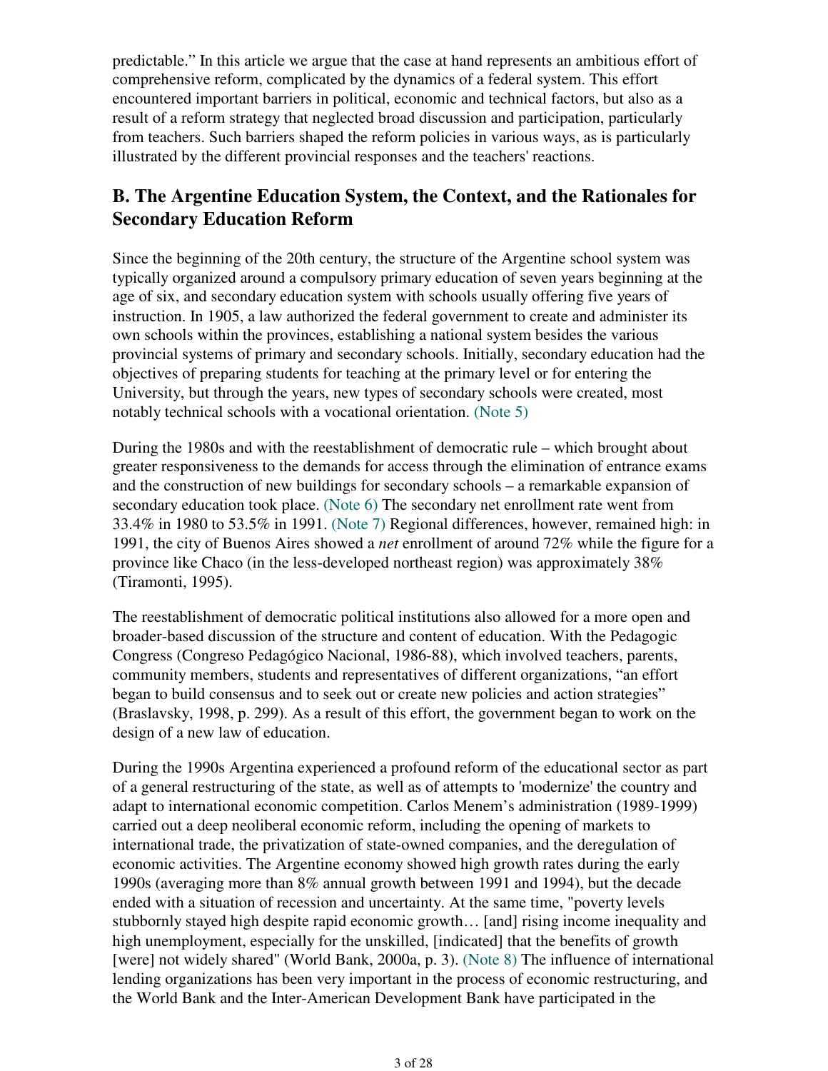predictable." In this article we argue that the case at hand represents an ambitious effort of comprehensive reform, complicated by the dynamics of a federal system. This effort encountered important barriers in political, economic and technical factors, but also as a result of a reform strategy that neglected broad discussion and participation, particularly from teachers. Such barriers shaped the reform policies in various ways, as is particularly illustrated by the different provincial responses and the teachers' reactions.

## B. The Argentine Education System, the Context, and the Rationales for Secondary Education Reform

Since the beginning of the 20th century, the structure of the Argentine school system was typically organized around a compulsory primary education of seven years beginning at the age of six, and secondary education system with schools usually offering five years of instruction. In 1905, a law authorized the federal government to create and administer its own schools within the provinces, establishing a national system besides the various provincial systems of primary and secondary schools. Initially, secondary education had the objectives of preparing students for teaching at the primary level or for entering the University, but through the years, new types of secondary schools were created, most notably technical schools with a vocational orientation. (Note 5)

During the 1980s and with the reestablishment of democratic rule – which brought about greater responsiveness to the demands for access through the elimination of entrance exams and the construction of new buildings for secondary schools – a remarkable expansion of secondary education took place. (Note 6) The secondary net enrollment rate went from 33.4% in 1980 to 53.5% in 1991. (Note 7) Regional differences, however, remained high: in 1991, the city of Buenos Aires showed a *net* enrollment of around 72% while the figure for a province like Chaco (in the less-developed northeast region) was approximately 38% (Tiramonti, 1995).

The reestablishment of democratic political institutions also allowed for a more open and broader-based discussion of the structure and content of education. With the Pedagogic Congress (Congreso Pedagógico Nacional, 1986-88), which involved teachers, parents, community members, students and representatives of different organizations, "an effort began to build consensus and to seek out or create new policies and action strategies" (Braslavsky, 1998, p. 299). As a result of this effort, the government began to work on the design of a new law of education.

During the 1990s Argentina experienced a profound reform of the educational sector as part of a general restructuring of the state, as well as of attempts to 'modernize' the country and adapt to international economic competition. Carlos Menem's administration (1989-1999) carried out a deep neoliberal economic reform, including the opening of markets to international trade, the privatization of state-owned companies, and the deregulation of economic activities. The Argentine economy showed high growth rates during the early 1990s (averaging more than 8% annual growth between 1991 and 1994), but the decade ended with a situation of recession and uncertainty. At the same time, "poverty levels stubbornly stayed high despite rapid economic growth… [and] rising income inequality and high unemployment, especially for the unskilled, [indicated] that the benefits of growth [were] not widely shared" (World Bank, 2000a, p. 3). (Note 8) The influence of international lending organizations has been very important in the process of economic restructuring, and the World Bank and the Inter-American Development Bank have participated in the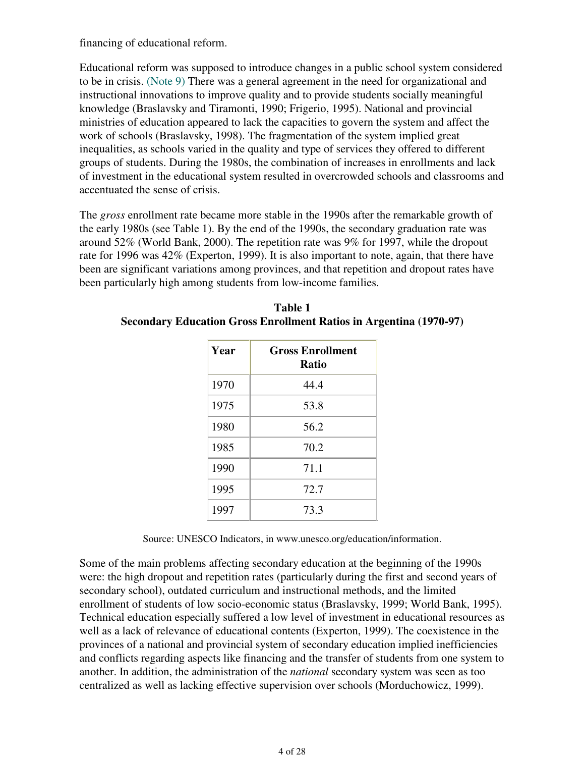financing of educational reform.

Educational reform was supposed to introduce changes in a public school system considered to be in crisis. (Note 9) There was a general agreement in the need for organizational and instructional innovations to improve quality and to provide students socially meaningful knowledge (Braslavsky and Tiramonti, 1990; Frigerio, 1995). National and provincial ministries of education appeared to lack the capacities to govern the system and affect the work of schools (Braslavsky, 1998). The fragmentation of the system implied great inequalities, as schools varied in the quality and type of services they offered to different groups of students. During the 1980s, the combination of increases in enrollments and lack of investment in the educational system resulted in overcrowded schools and classrooms and accentuated the sense of crisis.

The *gross* enrollment rate became more stable in the 1990s after the remarkable growth of the early 1980s (see Table 1). By the end of the 1990s, the secondary graduation rate was around 52% (World Bank, 2000). The repetition rate was 9% for 1997, while the dropout rate for 1996 was 42% (Experton, 1999). It is also important to note, again, that there have been are significant variations among provinces, and that repetition and dropout rates have been particularly high among students from low-income families.

**Table 1**
**Secondary Education Gross Enrollment Ratios in Argentina (1970-97)**

| Year | Gross Enrollment Ratio |
|---|---|
| 1970 | 44.4 |
| 1975 | 53.8 |
| 1980 | 56.2 |
| 1985 | 70.2 |
| 1990 | 71.1 |
| 1995 | 72.7 |
| 1997 | 73.3 |

Source: UNESCO Indicators, in www.unesco.org/education/information.

Some of the main problems affecting secondary education at the beginning of the 1990s were: the high dropout and repetition rates (particularly during the first and second years of secondary school), outdated curriculum and instructional methods, and the limited enrollment of students of low socio-economic status (Braslavsky, 1999; World Bank, 1995). Technical education especially suffered a low level of investment in educational resources as well as a lack of relevance of educational contents (Experton, 1999). The coexistence in the provinces of a national and provincial system of secondary education implied inefficiencies and conflicts regarding aspects like financing and the transfer of students from one system to another. In addition, the administration of the *national* secondary system was seen as too centralized as well as lacking effective supervision over schools (Morduchowicz, 1999).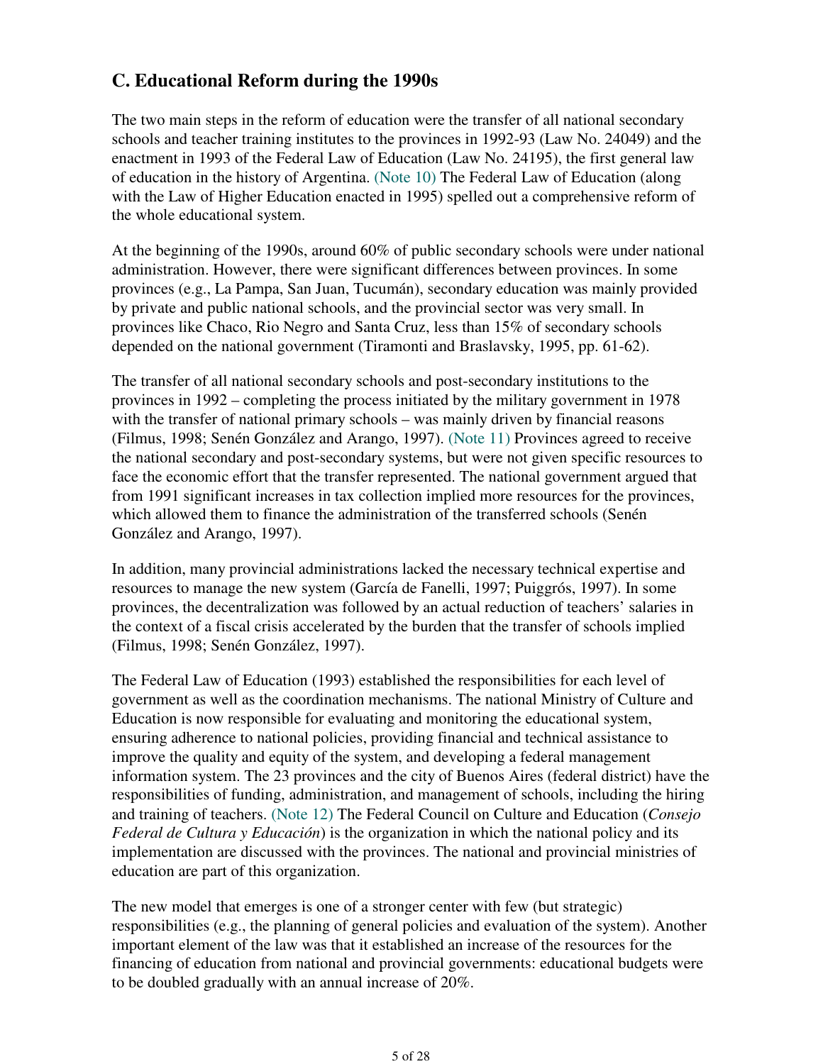## C. Educational Reform during the 1990s

The two main steps in the reform of education were the transfer of all national secondary schools and teacher training institutes to the provinces in 1992-93 (Law No. 24049) and the enactment in 1993 of the Federal Law of Education (Law No. 24195), the first general law of education in the history of Argentina. (Note 10) The Federal Law of Education (along with the Law of Higher Education enacted in 1995) spelled out a comprehensive reform of the whole educational system.

At the beginning of the 1990s, around 60% of public secondary schools were under national administration. However, there were significant differences between provinces. In some provinces (e.g., La Pampa, San Juan, Tucumán), secondary education was mainly provided by private and public national schools, and the provincial sector was very small. In provinces like Chaco, Rio Negro and Santa Cruz, less than 15% of secondary schools depended on the national government (Tiramonti and Braslavsky, 1995, pp. 61-62).

The transfer of all national secondary schools and post-secondary institutions to the provinces in 1992 – completing the process initiated by the military government in 1978 with the transfer of national primary schools – was mainly driven by financial reasons (Filmus, 1998; Senén González and Arango, 1997). (Note 11) Provinces agreed to receive the national secondary and post-secondary systems, but were not given specific resources to face the economic effort that the transfer represented. The national government argued that from 1991 significant increases in tax collection implied more resources for the provinces, which allowed them to finance the administration of the transferred schools (Senén González and Arango, 1997).

In addition, many provincial administrations lacked the necessary technical expertise and resources to manage the new system (García de Fanelli, 1997; Puiggrós, 1997). In some provinces, the decentralization was followed by an actual reduction of teachers' salaries in the context of a fiscal crisis accelerated by the burden that the transfer of schools implied (Filmus, 1998; Senén González, 1997).

The Federal Law of Education (1993) established the responsibilities for each level of government as well as the coordination mechanisms. The national Ministry of Culture and Education is now responsible for evaluating and monitoring the educational system, ensuring adherence to national policies, providing financial and technical assistance to improve the quality and equity of the system, and developing a federal management information system. The 23 provinces and the city of Buenos Aires (federal district) have the responsibilities of funding, administration, and management of schools, including the hiring and training of teachers. (Note 12) The Federal Council on Culture and Education (*Consejo Federal de Cultura y Educación*) is the organization in which the national policy and its implementation are discussed with the provinces. The national and provincial ministries of education are part of this organization.

The new model that emerges is one of a stronger center with few (but strategic) responsibilities (e.g., the planning of general policies and evaluation of the system). Another important element of the law was that it established an increase of the resources for the financing of education from national and provincial governments: educational budgets were to be doubled gradually with an annual increase of 20%.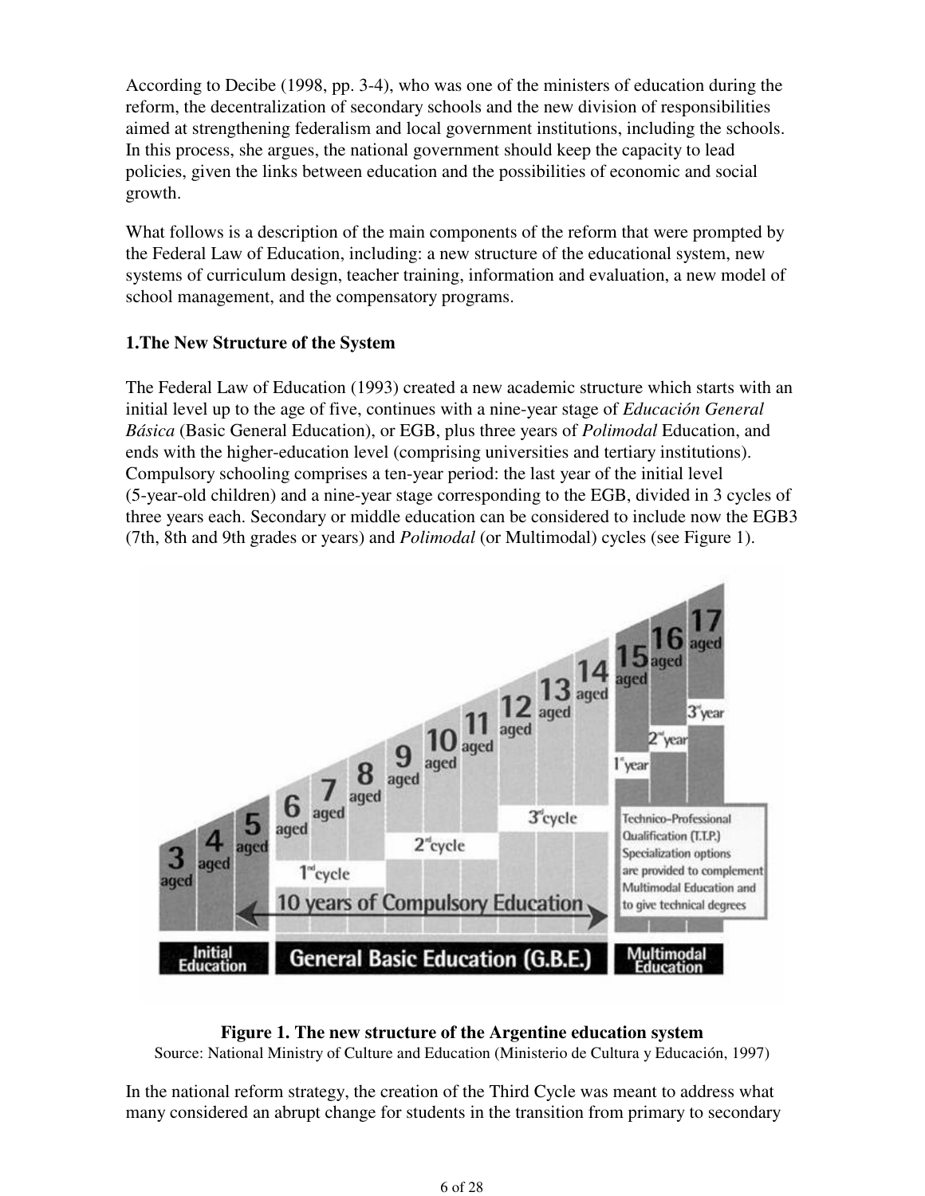According to Decibe (1998, pp. 3-4), who was one of the ministers of education during the reform, the decentralization of secondary schools and the new division of responsibilities aimed at strengthening federalism and local government institutions, including the schools. In this process, she argues, the national government should keep the capacity to lead policies, given the links between education and the possibilities of economic and social growth.

What follows is a description of the main components of the reform that were prompted by the Federal Law of Education, including: a new structure of the educational system, new systems of curriculum design, teacher training, information and evaluation, a new model of school management, and the compensatory programs.

**1.The New Structure of the System**

The Federal Law of Education (1993) created a new academic structure which starts with an initial level up to the age of five, continues with a nine-year stage of *Educación General Básica* (Basic General Education), or EGB, plus three years of *Polimodal* Education, and ends with the higher-education level (comprising universities and tertiary institutions). Compulsory schooling comprises a ten-year period: the last year of the initial level (5-year-old children) and a nine-year stage corresponding to the EGB, divided in 3 cycles of three years each. Secondary or middle education can be considered to include now the EGB3 (7th, 8th and 9th grades or years) and *Polimodal* (or Multimodal) cycles (see Figure 1).

**Figure 1. The new structure of the Argentine education system**

Source: National Ministry of Culture and Education (Ministerio de Cultura y Educación, 1997)

In the national reform strategy, the creation of the Third Cycle was meant to address what many considered an abrupt change for students in the transition from primary to secondary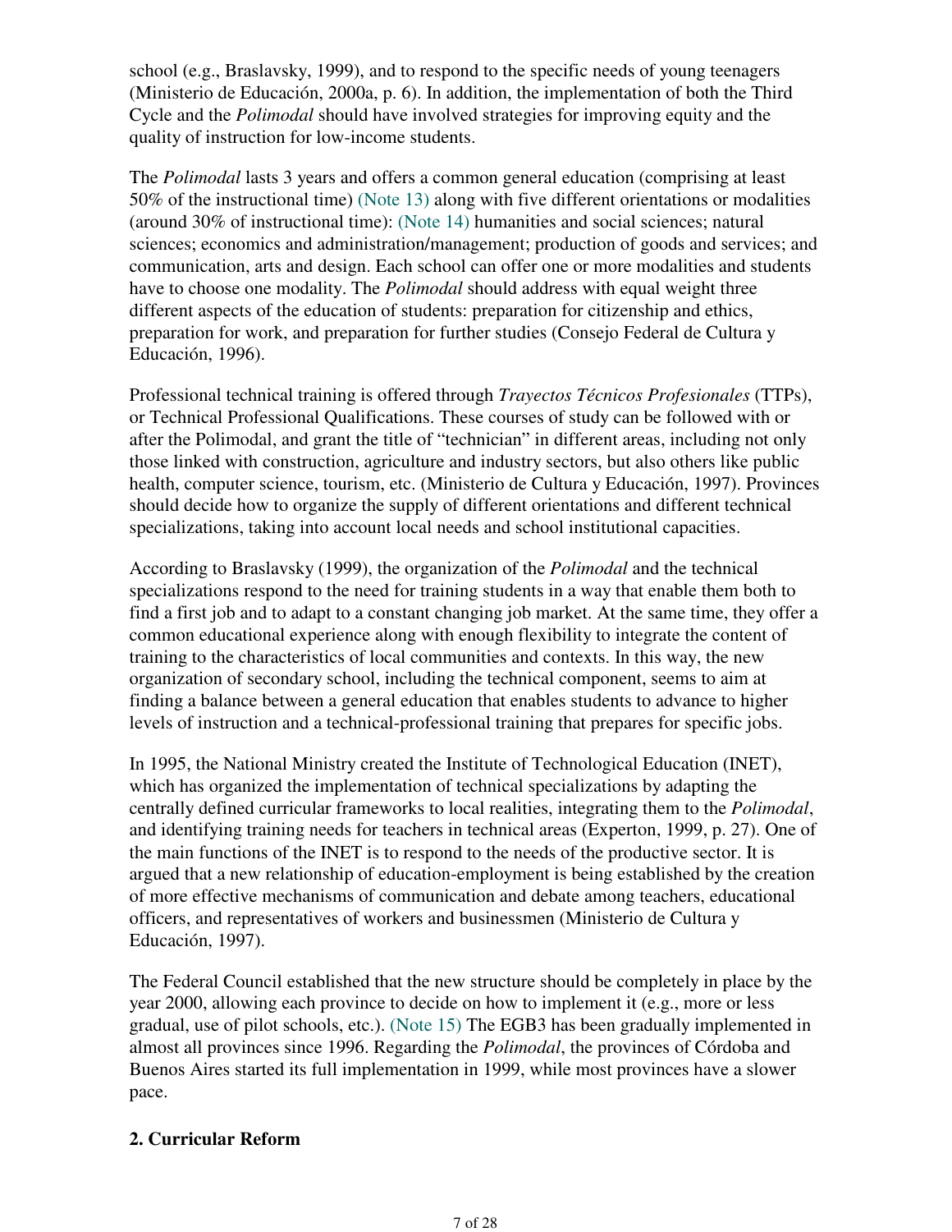school (e.g., Braslavsky, 1999), and to respond to the specific needs of young teenagers (Ministerio de Educación, 2000a, p. 6). In addition, the implementation of both the Third Cycle and the *Polimodal* should have involved strategies for improving equity and the quality of instruction for low-income students.

The *Polimodal* lasts 3 years and offers a common general education (comprising at least 50% of the instructional time) (Note 13) along with five different orientations or modalities (around 30% of instructional time): (Note 14) humanities and social sciences; natural sciences; economics and administration/management; production of goods and services; and communication, arts and design. Each school can offer one or more modalities and students have to choose one modality. The *Polimodal* should address with equal weight three different aspects of the education of students: preparation for citizenship and ethics, preparation for work, and preparation for further studies (Consejo Federal de Cultura y Educación, 1996).

Professional technical training is offered through *Trayectos Técnicos Profesionales* (TTPs), or Technical Professional Qualifications. These courses of study can be followed with or after the Polimodal, and grant the title of "technician" in different areas, including not only those linked with construction, agriculture and industry sectors, but also others like public health, computer science, tourism, etc. (Ministerio de Cultura y Educación, 1997). Provinces should decide how to organize the supply of different orientations and different technical specializations, taking into account local needs and school institutional capacities.

According to Braslavsky (1999), the organization of the *Polimodal* and the technical specializations respond to the need for training students in a way that enable them both to find a first job and to adapt to a constant changing job market. At the same time, they offer a common educational experience along with enough flexibility to integrate the content of training to the characteristics of local communities and contexts. In this way, the new organization of secondary school, including the technical component, seems to aim at finding a balance between a general education that enables students to advance to higher levels of instruction and a technical-professional training that prepares for specific jobs.

In 1995, the National Ministry created the Institute of Technological Education (INET), which has organized the implementation of technical specializations by adapting the centrally defined curricular frameworks to local realities, integrating them to the *Polimodal*, and identifying training needs for teachers in technical areas (Experton, 1999, p. 27). One of the main functions of the INET is to respond to the needs of the productive sector. It is argued that a new relationship of education-employment is being established by the creation of more effective mechanisms of communication and debate among teachers, educational officers, and representatives of workers and businessmen (Ministerio de Cultura y Educación, 1997).

The Federal Council established that the new structure should be completely in place by the year 2000, allowing each province to decide on how to implement it (e.g., more or less gradual, use of pilot schools, etc.). (Note 15) The EGB3 has been gradually implemented in almost all provinces since 1996. Regarding the *Polimodal*, the provinces of Córdoba and Buenos Aires started its full implementation in 1999, while most provinces have a slower pace.

## 2. Curricular Reform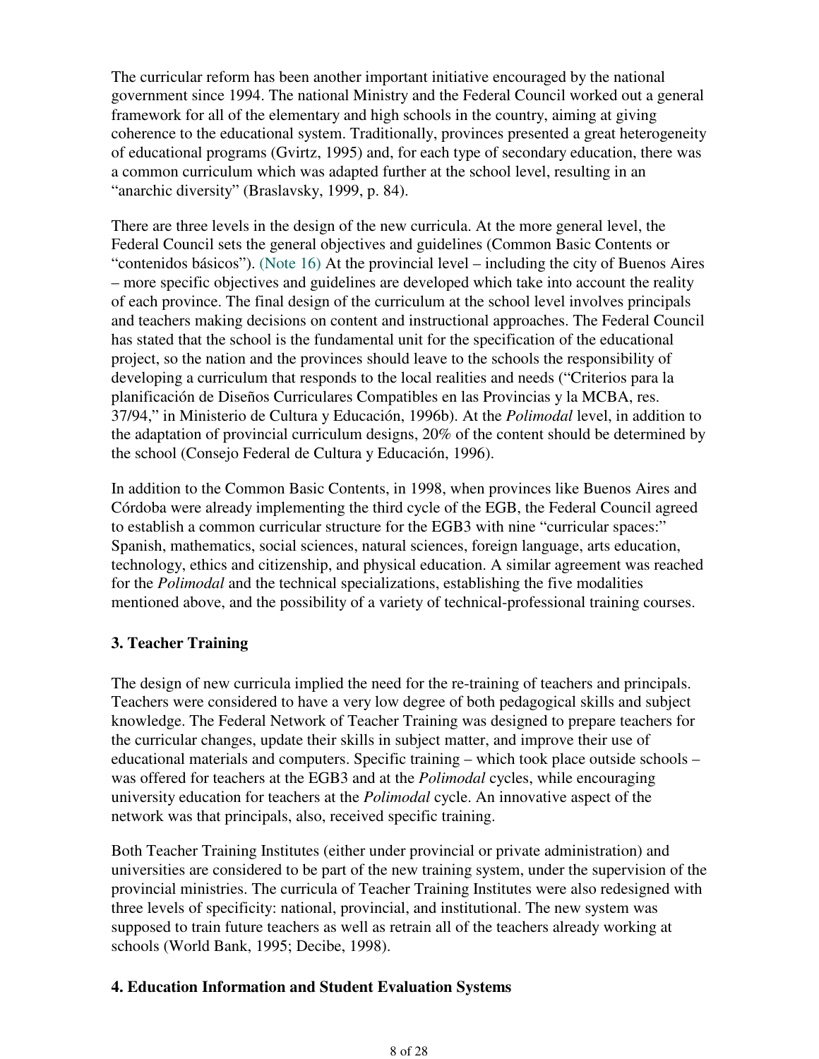The curricular reform has been another important initiative encouraged by the national government since 1994. The national Ministry and the Federal Council worked out a general framework for all of the elementary and high schools in the country, aiming at giving coherence to the educational system. Traditionally, provinces presented a great heterogeneity of educational programs (Gvirtz, 1995) and, for each type of secondary education, there was a common curriculum which was adapted further at the school level, resulting in an "anarchic diversity" (Braslavsky, 1999, p. 84).

There are three levels in the design of the new curricula. At the more general level, the Federal Council sets the general objectives and guidelines (Common Basic Contents or "contenidos básicos"). (Note 16) At the provincial level – including the city of Buenos Aires – more specific objectives and guidelines are developed which take into account the reality of each province. The final design of the curriculum at the school level involves principals and teachers making decisions on content and instructional approaches. The Federal Council has stated that the school is the fundamental unit for the specification of the educational project, so the nation and the provinces should leave to the schools the responsibility of developing a curriculum that responds to the local realities and needs ("Criterios para la planificación de Diseños Curriculares Compatibles en las Provincias y la MCBA, res. 37/94," in Ministerio de Cultura y Educación, 1996b). At the *Polimodal* level, in addition to the adaptation of provincial curriculum designs, 20% of the content should be determined by the school (Consejo Federal de Cultura y Educación, 1996).

In addition to the Common Basic Contents, in 1998, when provinces like Buenos Aires and Córdoba were already implementing the third cycle of the EGB, the Federal Council agreed to establish a common curricular structure for the EGB3 with nine "curricular spaces:" Spanish, mathematics, social sciences, natural sciences, foreign language, arts education, technology, ethics and citizenship, and physical education. A similar agreement was reached for the *Polimodal* and the technical specializations, establishing the five modalities mentioned above, and the possibility of a variety of technical-professional training courses.

### 3. Teacher Training

The design of new curricula implied the need for the re-training of teachers and principals. Teachers were considered to have a very low degree of both pedagogical skills and subject knowledge. The Federal Network of Teacher Training was designed to prepare teachers for the curricular changes, update their skills in subject matter, and improve their use of educational materials and computers. Specific training – which took place outside schools – was offered for teachers at the EGB3 and at the *Polimodal* cycles, while encouraging university education for teachers at the *Polimodal* cycle. An innovative aspect of the network was that principals, also, received specific training.

Both Teacher Training Institutes (either under provincial or private administration) and universities are considered to be part of the new training system, under the supervision of the provincial ministries. The curricula of Teacher Training Institutes were also redesigned with three levels of specificity: national, provincial, and institutional. The new system was supposed to train future teachers as well as retrain all of the teachers already working at schools (World Bank, 1995; Decibe, 1998).

### 4. Education Information and Student Evaluation Systems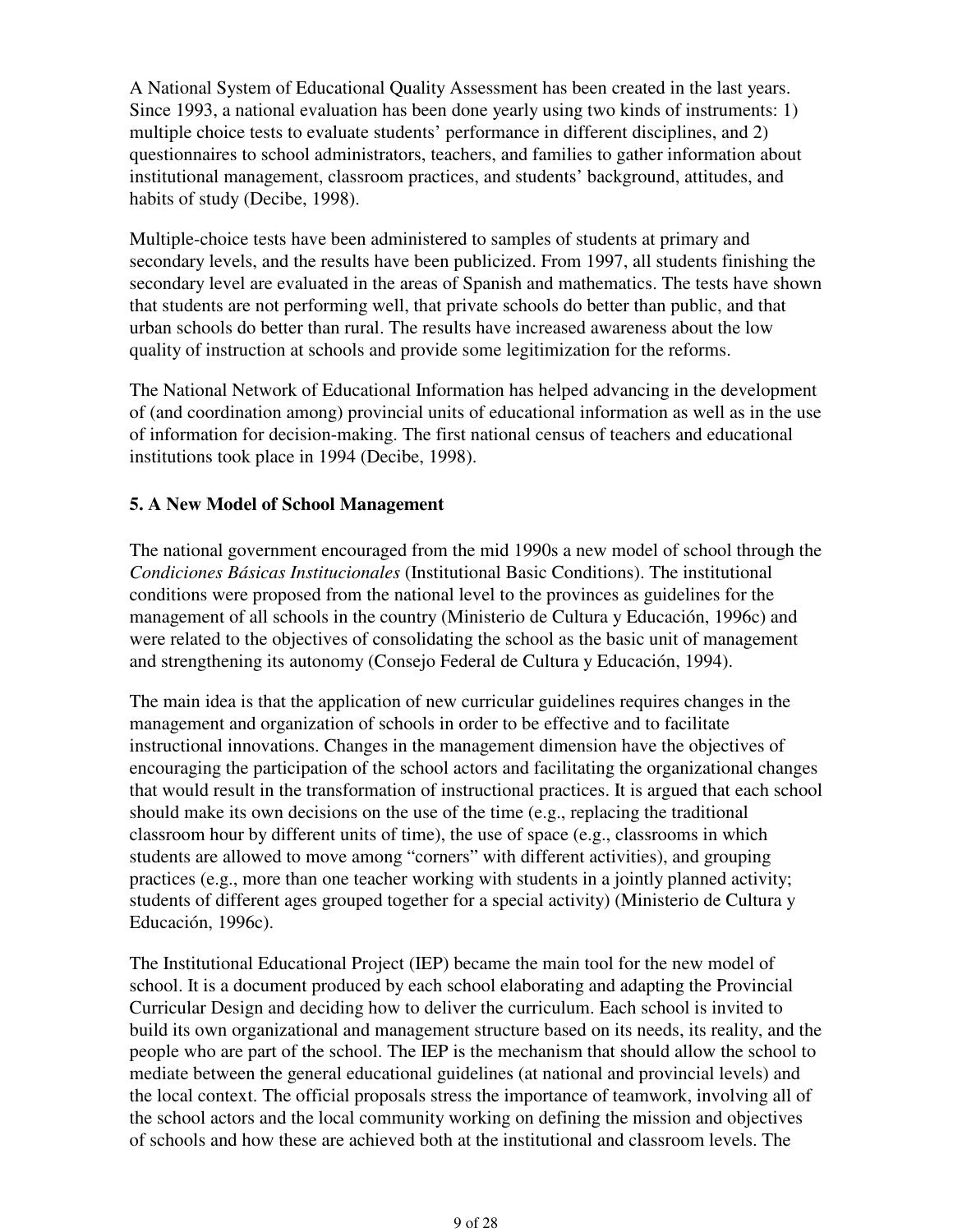A National System of Educational Quality Assessment has been created in the last years. Since 1993, a national evaluation has been done yearly using two kinds of instruments: 1) multiple choice tests to evaluate students' performance in different disciplines, and 2) questionnaires to school administrators, teachers, and families to gather information about institutional management, classroom practices, and students' background, attitudes, and habits of study (Decibe, 1998).

Multiple-choice tests have been administered to samples of students at primary and secondary levels, and the results have been publicized. From 1997, all students finishing the secondary level are evaluated in the areas of Spanish and mathematics. The tests have shown that students are not performing well, that private schools do better than public, and that urban schools do better than rural. The results have increased awareness about the low quality of instruction at schools and provide some legitimization for the reforms.

The National Network of Educational Information has helped advancing in the development of (and coordination among) provincial units of educational information as well as in the use of information for decision-making. The first national census of teachers and educational institutions took place in 1994 (Decibe, 1998).

### 5. A New Model of School Management

The national government encouraged from the mid 1990s a new model of school through the *Condiciones Básicas Institucionales* (Institutional Basic Conditions). The institutional conditions were proposed from the national level to the provinces as guidelines for the management of all schools in the country (Ministerio de Cultura y Educación, 1996c) and were related to the objectives of consolidating the school as the basic unit of management and strengthening its autonomy (Consejo Federal de Cultura y Educación, 1994).

The main idea is that the application of new curricular guidelines requires changes in the management and organization of schools in order to be effective and to facilitate instructional innovations. Changes in the management dimension have the objectives of encouraging the participation of the school actors and facilitating the organizational changes that would result in the transformation of instructional practices. It is argued that each school should make its own decisions on the use of the time (e.g., replacing the traditional classroom hour by different units of time), the use of space (e.g., classrooms in which students are allowed to move among "corners" with different activities), and grouping practices (e.g., more than one teacher working with students in a jointly planned activity; students of different ages grouped together for a special activity) (Ministerio de Cultura y Educación, 1996c).

The Institutional Educational Project (IEP) became the main tool for the new model of school. It is a document produced by each school elaborating and adapting the Provincial Curricular Design and deciding how to deliver the curriculum. Each school is invited to build its own organizational and management structure based on its needs, its reality, and the people who are part of the school. The IEP is the mechanism that should allow the school to mediate between the general educational guidelines (at national and provincial levels) and the local context. The official proposals stress the importance of teamwork, involving all of the school actors and the local community working on defining the mission and objectives of schools and how these are achieved both at the institutional and classroom levels. The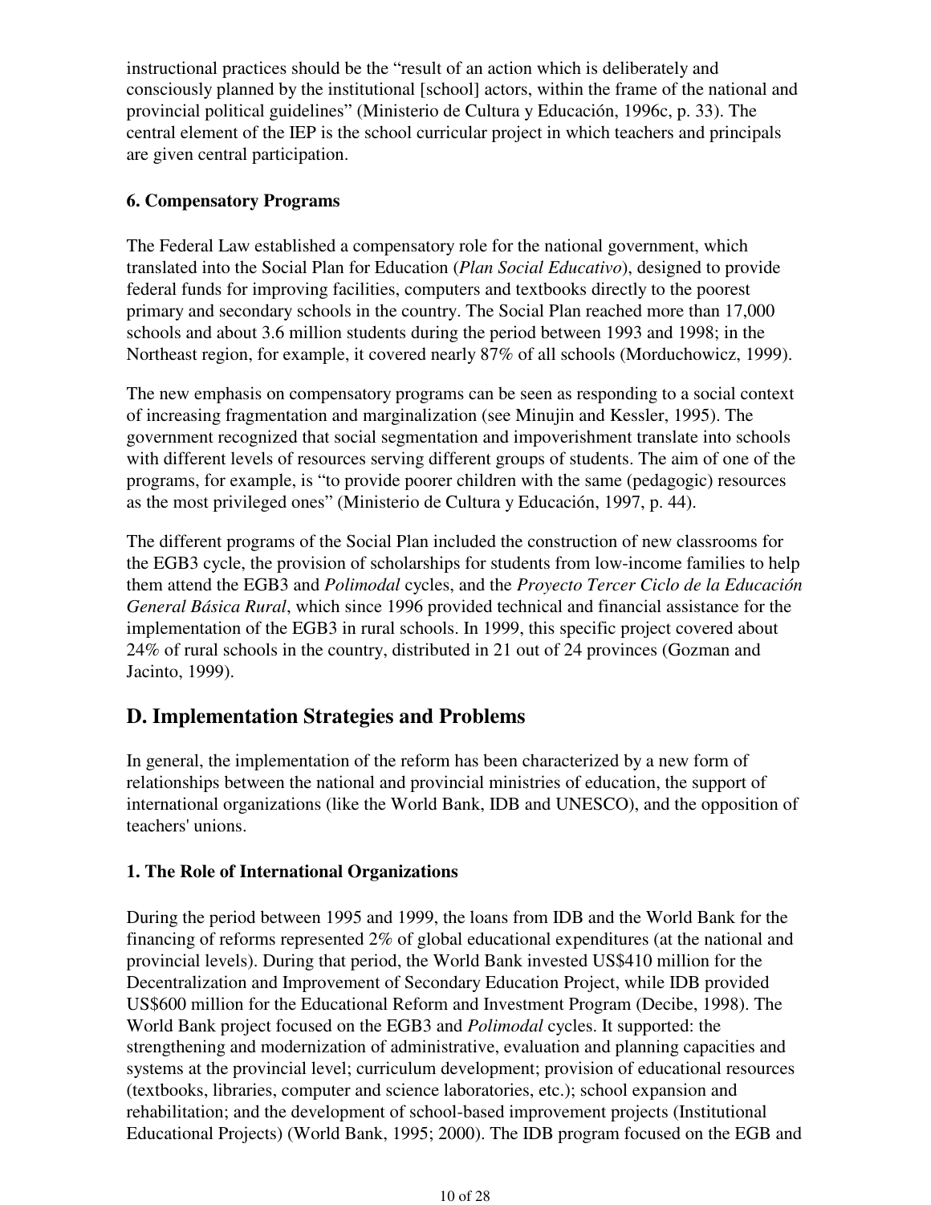instructional practices should be the "result of an action which is deliberately and consciously planned by the institutional [school] actors, within the frame of the national and provincial political guidelines" (Ministerio de Cultura y Educación, 1996c, p. 33). The central element of the IEP is the school curricular project in which teachers and principals are given central participation.

### 6. Compensatory Programs

The Federal Law established a compensatory role for the national government, which translated into the Social Plan for Education (*Plan Social Educativo*), designed to provide federal funds for improving facilities, computers and textbooks directly to the poorest primary and secondary schools in the country. The Social Plan reached more than 17,000 schools and about 3.6 million students during the period between 1993 and 1998; in the Northeast region, for example, it covered nearly 87% of all schools (Morduchowicz, 1999).

The new emphasis on compensatory programs can be seen as responding to a social context of increasing fragmentation and marginalization (see Minujin and Kessler, 1995). The government recognized that social segmentation and impoverishment translate into schools with different levels of resources serving different groups of students. The aim of one of the programs, for example, is "to provide poorer children with the same (pedagogic) resources as the most privileged ones" (Ministerio de Cultura y Educación, 1997, p. 44).

The different programs of the Social Plan included the construction of new classrooms for the EGB3 cycle, the provision of scholarships for students from low-income families to help them attend the EGB3 and *Polimodal* cycles, and the *Proyecto Tercer Ciclo de la Educación General Básica Rural*, which since 1996 provided technical and financial assistance for the implementation of the EGB3 in rural schools. In 1999, this specific project covered about 24% of rural schools in the country, distributed in 21 out of 24 provinces (Gozman and Jacinto, 1999).

## D. Implementation Strategies and Problems

In general, the implementation of the reform has been characterized by a new form of relationships between the national and provincial ministries of education, the support of international organizations (like the World Bank, IDB and UNESCO), and the opposition of teachers' unions.

### 1. The Role of International Organizations

During the period between 1995 and 1999, the loans from IDB and the World Bank for the financing of reforms represented 2% of global educational expenditures (at the national and provincial levels). During that period, the World Bank invested US$410 million for the Decentralization and Improvement of Secondary Education Project, while IDB provided US$600 million for the Educational Reform and Investment Program (Decibe, 1998). The World Bank project focused on the EGB3 and *Polimodal* cycles. It supported: the strengthening and modernization of administrative, evaluation and planning capacities and systems at the provincial level; curriculum development; provision of educational resources (textbooks, libraries, computer and science laboratories, etc.); school expansion and rehabilitation; and the development of school-based improvement projects (Institutional Educational Projects) (World Bank, 1995; 2000). The IDB program focused on the EGB and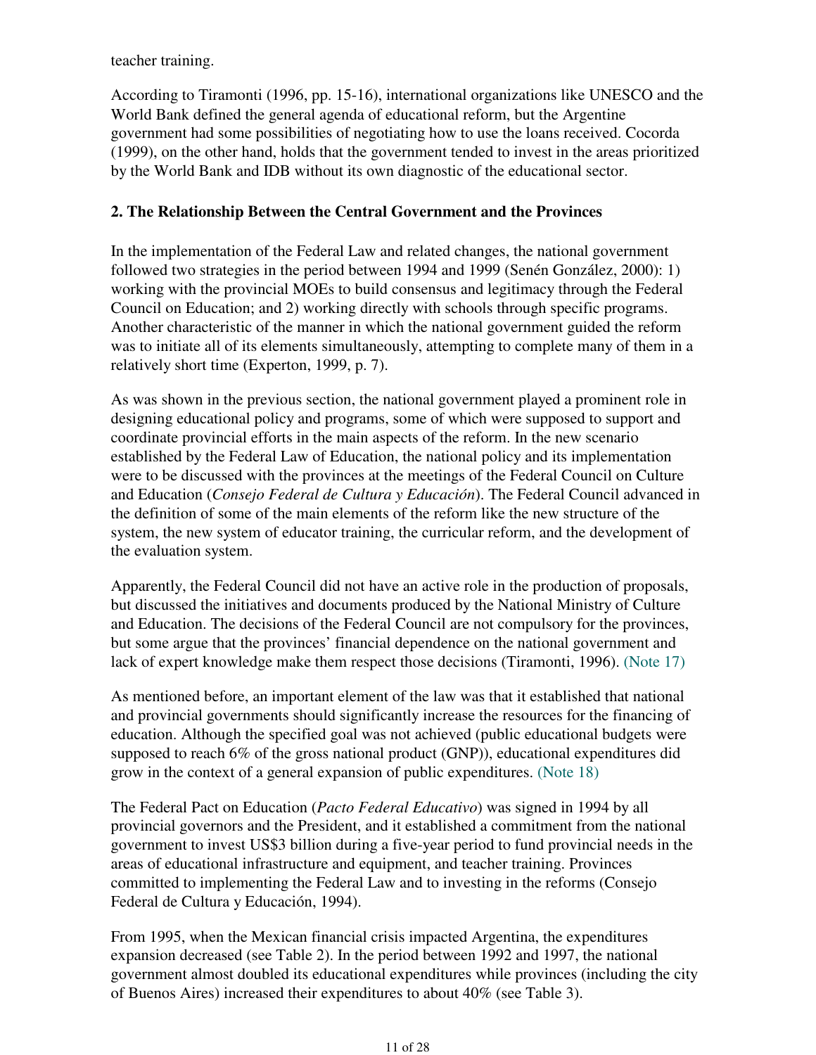teacher training.

According to Tiramonti (1996, pp. 15-16), international organizations like UNESCO and the World Bank defined the general agenda of educational reform, but the Argentine government had some possibilities of negotiating how to use the loans received. Cocorda (1999), on the other hand, holds that the government tended to invest in the areas prioritized by the World Bank and IDB without its own diagnostic of the educational sector.

## 2. The Relationship Between the Central Government and the Provinces

In the implementation of the Federal Law and related changes, the national government followed two strategies in the period between 1994 and 1999 (Senén González, 2000): 1) working with the provincial MOEs to build consensus and legitimacy through the Federal Council on Education; and 2) working directly with schools through specific programs. Another characteristic of the manner in which the national government guided the reform was to initiate all of its elements simultaneously, attempting to complete many of them in a relatively short time (Experton, 1999, p. 7).

As was shown in the previous section, the national government played a prominent role in designing educational policy and programs, some of which were supposed to support and coordinate provincial efforts in the main aspects of the reform. In the new scenario established by the Federal Law of Education, the national policy and its implementation were to be discussed with the provinces at the meetings of the Federal Council on Culture and Education (*Consejo Federal de Cultura y Educación*). The Federal Council advanced in the definition of some of the main elements of the reform like the new structure of the system, the new system of educator training, the curricular reform, and the development of the evaluation system.

Apparently, the Federal Council did not have an active role in the production of proposals, but discussed the initiatives and documents produced by the National Ministry of Culture and Education. The decisions of the Federal Council are not compulsory for the provinces, but some argue that the provinces' financial dependence on the national government and lack of expert knowledge make them respect those decisions (Tiramonti, 1996). (Note 17)

As mentioned before, an important element of the law was that it established that national and provincial governments should significantly increase the resources for the financing of education. Although the specified goal was not achieved (public educational budgets were supposed to reach 6% of the gross national product (GNP)), educational expenditures did grow in the context of a general expansion of public expenditures. (Note 18)

The Federal Pact on Education (*Pacto Federal Educativo*) was signed in 1994 by all provincial governors and the President, and it established a commitment from the national government to invest US$3 billion during a five-year period to fund provincial needs in the areas of educational infrastructure and equipment, and teacher training. Provinces committed to implementing the Federal Law and to investing in the reforms (Consejo Federal de Cultura y Educación, 1994).

From 1995, when the Mexican financial crisis impacted Argentina, the expenditures expansion decreased (see Table 2). In the period between 1992 and 1997, the national government almost doubled its educational expenditures while provinces (including the city of Buenos Aires) increased their expenditures to about 40% (see Table 3).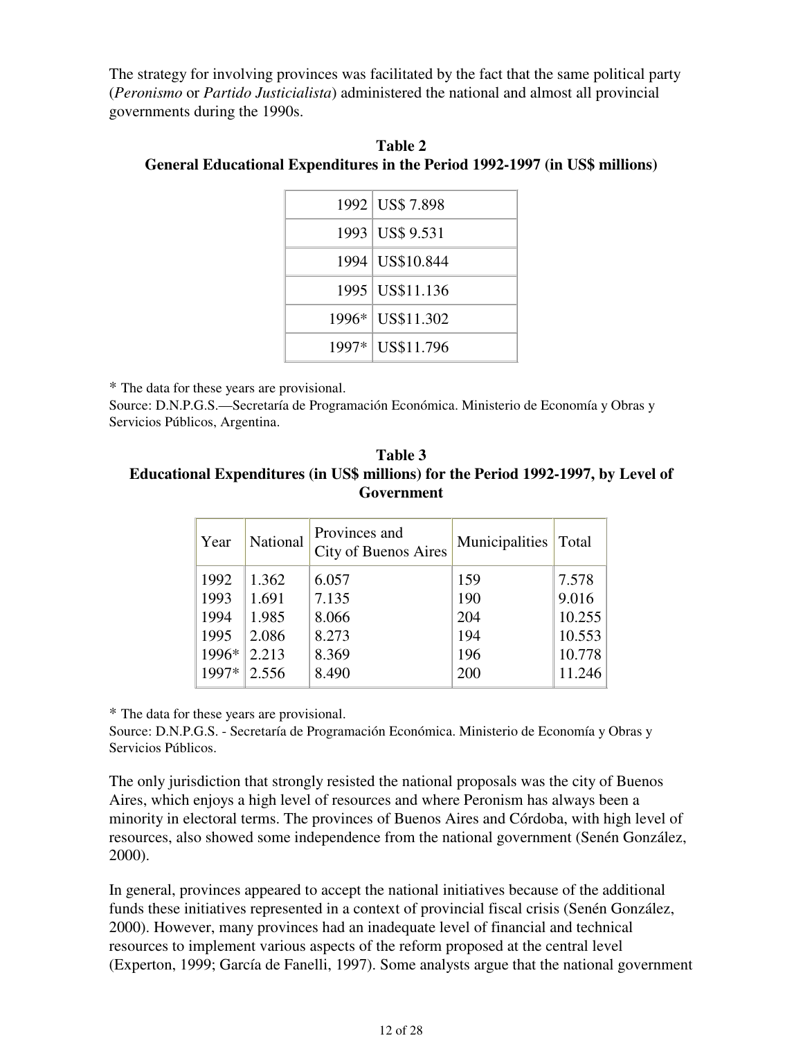The strategy for involving provinces was facilitated by the fact that the same political party (*Peronismo* or *Partido Justicialista*) administered the national and almost all provincial governments during the 1990s.

**Table 2**
**General Educational Expenditures in the Period 1992-1997 (in US$ millions)**

| | |
|---|---|
| 1992 | US$ 7.898 |
| 1993 | US$ 9.531 |
| 1994 | US$10.844 |
| 1995 | US$11.136 |
| 1996* | US$11.302 |
| 1997* | US$11.796 |

* The data for these years are provisional.
Source: D.N.P.G.S.—Secretaría de Programación Económica. Ministerio de Economía y Obras y Servicios Públicos, Argentina.

**Table 3**
**Educational Expenditures (in US$ millions) for the Period 1992-1997, by Level of Government**

| Year | National | Provinces and City of Buenos Aires | Municipalities | Total |
|---|---|---|---|---|
| 1992 | 1.362 | 6.057 | 159 | 7.578 |
| 1993 | 1.691 | 7.135 | 190 | 9.016 |
| 1994 | 1.985 | 8.066 | 204 | 10.255 |
| 1995 | 2.086 | 8.273 | 194 | 10.553 |
| 1996* | 2.213 | 8.369 | 196 | 10.778 |
| 1997* | 2.556 | 8.490 | 200 | 11.246 |

* The data for these years are provisional.
Source: D.N.P.G.S. - Secretaría de Programación Económica. Ministerio de Economía y Obras y Servicios Públicos.

The only jurisdiction that strongly resisted the national proposals was the city of Buenos Aires, which enjoys a high level of resources and where Peronism has always been a minority in electoral terms. The provinces of Buenos Aires and Córdoba, with high level of resources, also showed some independence from the national government (Senén González, 2000).

In general, provinces appeared to accept the national initiatives because of the additional funds these initiatives represented in a context of provincial fiscal crisis (Senén González, 2000). However, many provinces had an inadequate level of financial and technical resources to implement various aspects of the reform proposed at the central level (Experton, 1999; García de Fanelli, 1997). Some analysts argue that the national government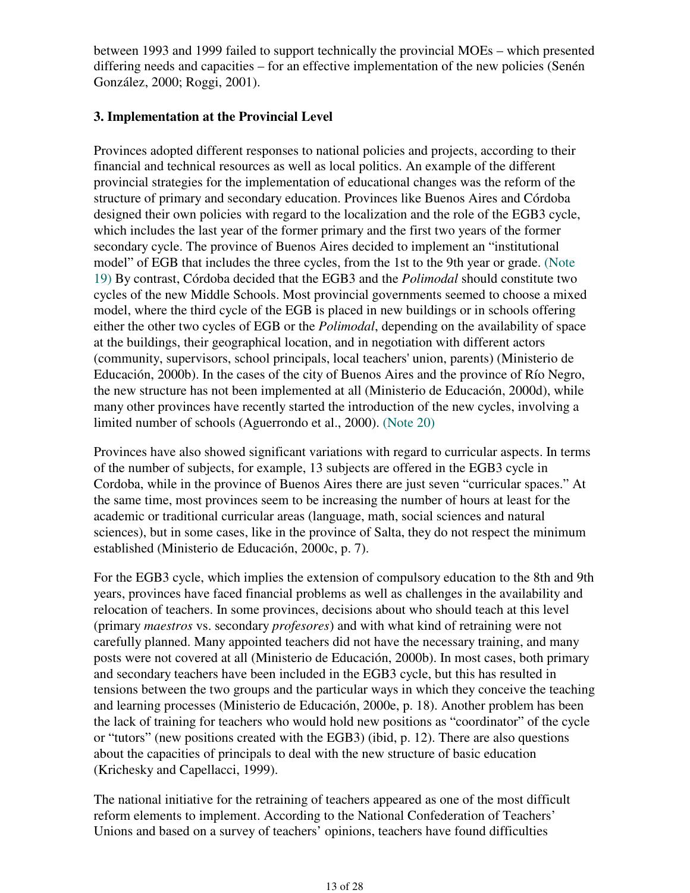between 1993 and 1999 failed to support technically the provincial MOEs – which presented differing needs and capacities – for an effective implementation of the new policies (Senén González, 2000; Roggi, 2001).

**3. Implementation at the Provincial Level**

Provinces adopted different responses to national policies and projects, according to their financial and technical resources as well as local politics. An example of the different provincial strategies for the implementation of educational changes was the reform of the structure of primary and secondary education. Provinces like Buenos Aires and Córdoba designed their own policies with regard to the localization and the role of the EGB3 cycle, which includes the last year of the former primary and the first two years of the former secondary cycle. The province of Buenos Aires decided to implement an "institutional model" of EGB that includes the three cycles, from the 1st to the 9th year or grade. (Note 19) By contrast, Córdoba decided that the EGB3 and the *Polimodal* should constitute two cycles of the new Middle Schools. Most provincial governments seemed to choose a mixed model, where the third cycle of the EGB is placed in new buildings or in schools offering either the other two cycles of EGB or the *Polimodal*, depending on the availability of space at the buildings, their geographical location, and in negotiation with different actors (community, supervisors, school principals, local teachers' union, parents) (Ministerio de Educación, 2000b). In the cases of the city of Buenos Aires and the province of Río Negro, the new structure has not been implemented at all (Ministerio de Educación, 2000d), while many other provinces have recently started the introduction of the new cycles, involving a limited number of schools (Aguerrondo et al., 2000). (Note 20)

Provinces have also showed significant variations with regard to curricular aspects. In terms of the number of subjects, for example, 13 subjects are offered in the EGB3 cycle in Cordoba, while in the province of Buenos Aires there are just seven "curricular spaces." At the same time, most provinces seem to be increasing the number of hours at least for the academic or traditional curricular areas (language, math, social sciences and natural sciences), but in some cases, like in the province of Salta, they do not respect the minimum established (Ministerio de Educación, 2000c, p. 7).

For the EGB3 cycle, which implies the extension of compulsory education to the 8th and 9th years, provinces have faced financial problems as well as challenges in the availability and relocation of teachers. In some provinces, decisions about who should teach at this level (primary *maestros* vs. secondary *profesores*) and with what kind of retraining were not carefully planned. Many appointed teachers did not have the necessary training, and many posts were not covered at all (Ministerio de Educación, 2000b). In most cases, both primary and secondary teachers have been included in the EGB3 cycle, but this has resulted in tensions between the two groups and the particular ways in which they conceive the teaching and learning processes (Ministerio de Educación, 2000e, p. 18). Another problem has been the lack of training for teachers who would hold new positions as "coordinator" of the cycle or "tutors" (new positions created with the EGB3) (ibid, p. 12). There are also questions about the capacities of principals to deal with the new structure of basic education (Krichesky and Capellacci, 1999).

The national initiative for the retraining of teachers appeared as one of the most difficult reform elements to implement. According to the National Confederation of Teachers' Unions and based on a survey of teachers' opinions, teachers have found difficulties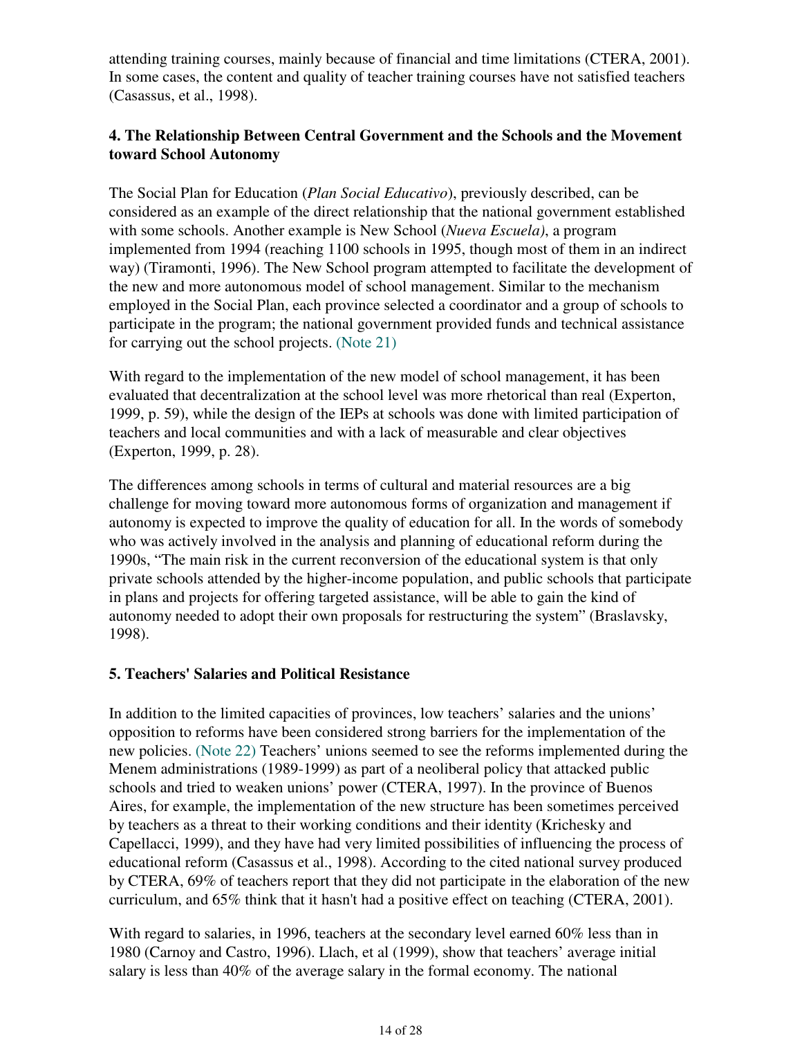attending training courses, mainly because of financial and time limitations (CTERA, 2001). In some cases, the content and quality of teacher training courses have not satisfied teachers (Casassus, et al., 1998).

### 4. The Relationship Between Central Government and the Schools and the Movement toward School Autonomy

The Social Plan for Education (*Plan Social Educativo*), previously described, can be considered as an example of the direct relationship that the national government established with some schools. Another example is New School (*Nueva Escuela)*, a program implemented from 1994 (reaching 1100 schools in 1995, though most of them in an indirect way) (Tiramonti, 1996). The New School program attempted to facilitate the development of the new and more autonomous model of school management. Similar to the mechanism employed in the Social Plan, each province selected a coordinator and a group of schools to participate in the program; the national government provided funds and technical assistance for carrying out the school projects. (Note 21)

With regard to the implementation of the new model of school management, it has been evaluated that decentralization at the school level was more rhetorical than real (Experton, 1999, p. 59), while the design of the IEPs at schools was done with limited participation of teachers and local communities and with a lack of measurable and clear objectives (Experton, 1999, p. 28).

The differences among schools in terms of cultural and material resources are a big challenge for moving toward more autonomous forms of organization and management if autonomy is expected to improve the quality of education for all. In the words of somebody who was actively involved in the analysis and planning of educational reform during the 1990s, "The main risk in the current reconversion of the educational system is that only private schools attended by the higher-income population, and public schools that participate in plans and projects for offering targeted assistance, will be able to gain the kind of autonomy needed to adopt their own proposals for restructuring the system" (Braslavsky, 1998).

### 5. Teachers' Salaries and Political Resistance

In addition to the limited capacities of provinces, low teachers' salaries and the unions' opposition to reforms have been considered strong barriers for the implementation of the new policies. (Note 22) Teachers' unions seemed to see the reforms implemented during the Menem administrations (1989-1999) as part of a neoliberal policy that attacked public schools and tried to weaken unions' power (CTERA, 1997). In the province of Buenos Aires, for example, the implementation of the new structure has been sometimes perceived by teachers as a threat to their working conditions and their identity (Krichesky and Capellacci, 1999), and they have had very limited possibilities of influencing the process of educational reform (Casassus et al., 1998). According to the cited national survey produced by CTERA, 69% of teachers report that they did not participate in the elaboration of the new curriculum, and 65% think that it hasn't had a positive effect on teaching (CTERA, 2001).

With regard to salaries, in 1996, teachers at the secondary level earned 60% less than in 1980 (Carnoy and Castro, 1996). Llach, et al (1999), show that teachers' average initial salary is less than 40% of the average salary in the formal economy. The national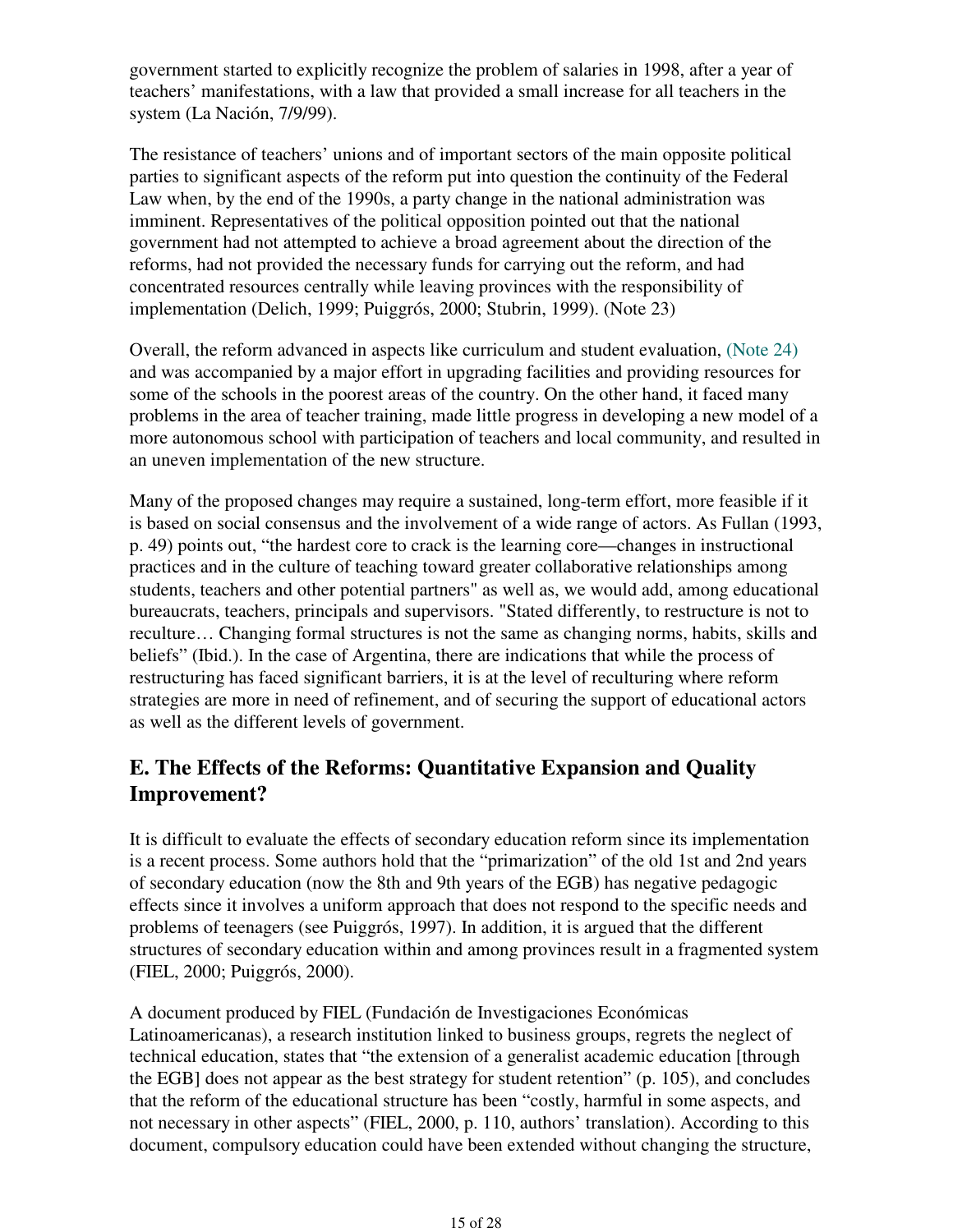government started to explicitly recognize the problem of salaries in 1998, after a year of teachers' manifestations, with a law that provided a small increase for all teachers in the system (La Nación, 7/9/99).

The resistance of teachers' unions and of important sectors of the main opposite political parties to significant aspects of the reform put into question the continuity of the Federal Law when, by the end of the 1990s, a party change in the national administration was imminent. Representatives of the political opposition pointed out that the national government had not attempted to achieve a broad agreement about the direction of the reforms, had not provided the necessary funds for carrying out the reform, and had concentrated resources centrally while leaving provinces with the responsibility of implementation (Delich, 1999; Puiggrós, 2000; Stubrin, 1999). (Note 23)

Overall, the reform advanced in aspects like curriculum and student evaluation, (Note 24) and was accompanied by a major effort in upgrading facilities and providing resources for some of the schools in the poorest areas of the country. On the other hand, it faced many problems in the area of teacher training, made little progress in developing a new model of a more autonomous school with participation of teachers and local community, and resulted in an uneven implementation of the new structure.

Many of the proposed changes may require a sustained, long-term effort, more feasible if it is based on social consensus and the involvement of a wide range of actors. As Fullan (1993, p. 49) points out, "the hardest core to crack is the learning core—changes in instructional practices and in the culture of teaching toward greater collaborative relationships among students, teachers and other potential partners" as well as, we would add, among educational bureaucrats, teachers, principals and supervisors. "Stated differently, to restructure is not to reculture… Changing formal structures is not the same as changing norms, habits, skills and beliefs" (Ibid.). In the case of Argentina, there are indications that while the process of restructuring has faced significant barriers, it is at the level of reculturing where reform strategies are more in need of refinement, and of securing the support of educational actors as well as the different levels of government.

## E. The Effects of the Reforms: Quantitative Expansion and Quality Improvement?

It is difficult to evaluate the effects of secondary education reform since its implementation is a recent process. Some authors hold that the "primarization" of the old 1st and 2nd years of secondary education (now the 8th and 9th years of the EGB) has negative pedagogic effects since it involves a uniform approach that does not respond to the specific needs and problems of teenagers (see Puiggrós, 1997). In addition, it is argued that the different structures of secondary education within and among provinces result in a fragmented system (FIEL, 2000; Puiggrós, 2000).

A document produced by FIEL (Fundación de Investigaciones Económicas Latinoamericanas), a research institution linked to business groups, regrets the neglect of technical education, states that "the extension of a generalist academic education [through the EGB] does not appear as the best strategy for student retention" (p. 105), and concludes that the reform of the educational structure has been "costly, harmful in some aspects, and not necessary in other aspects" (FIEL, 2000, p. 110, authors' translation). According to this document, compulsory education could have been extended without changing the structure,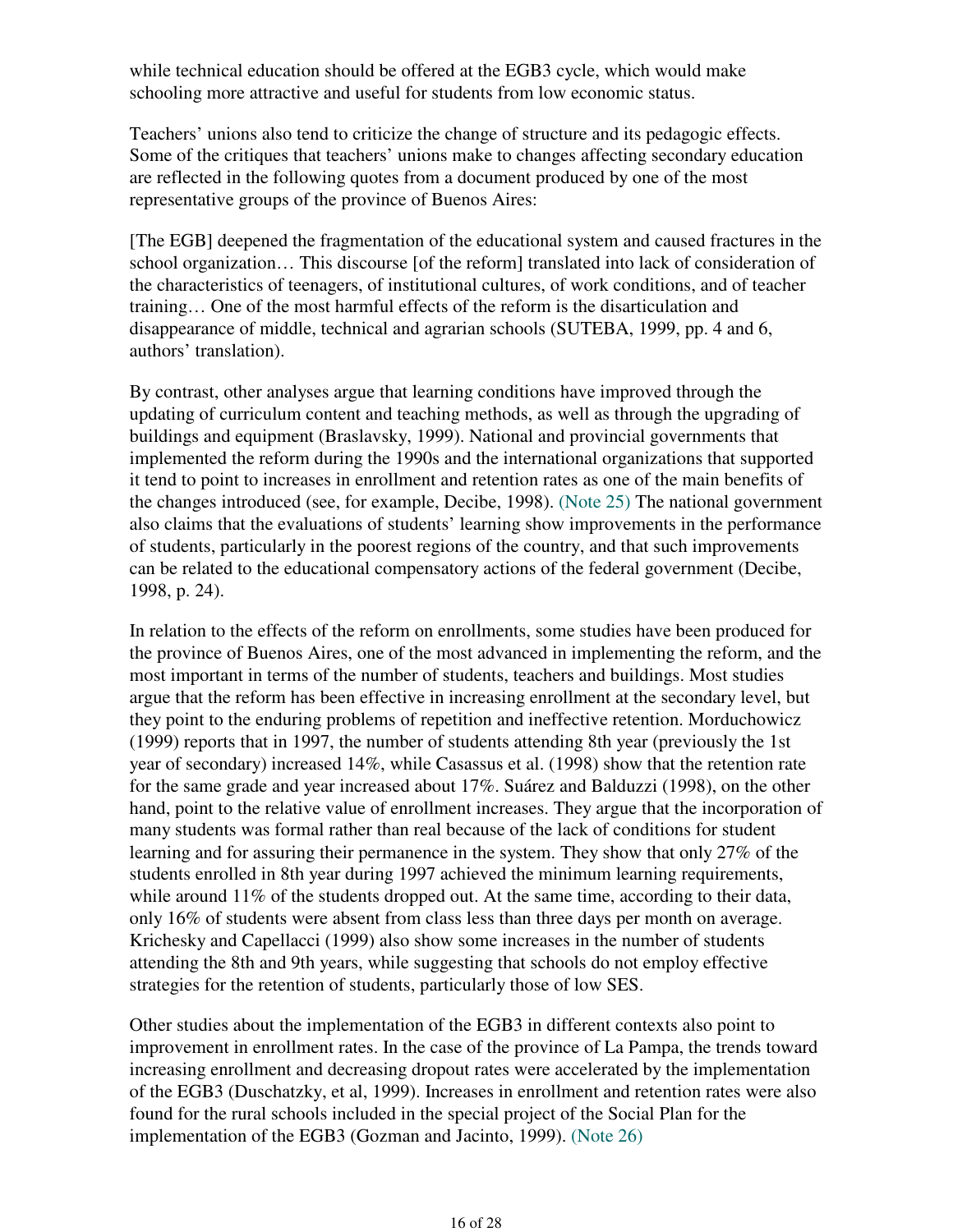while technical education should be offered at the EGB3 cycle, which would make schooling more attractive and useful for students from low economic status.

Teachers' unions also tend to criticize the change of structure and its pedagogic effects. Some of the critiques that teachers' unions make to changes affecting secondary education are reflected in the following quotes from a document produced by one of the most representative groups of the province of Buenos Aires:

[The EGB] deepened the fragmentation of the educational system and caused fractures in the school organization… This discourse [of the reform] translated into lack of consideration of the characteristics of teenagers, of institutional cultures, of work conditions, and of teacher training… One of the most harmful effects of the reform is the disarticulation and disappearance of middle, technical and agrarian schools (SUTEBA, 1999, pp. 4 and 6, authors' translation).

By contrast, other analyses argue that learning conditions have improved through the updating of curriculum content and teaching methods, as well as through the upgrading of buildings and equipment (Braslavsky, 1999). National and provincial governments that implemented the reform during the 1990s and the international organizations that supported it tend to point to increases in enrollment and retention rates as one of the main benefits of the changes introduced (see, for example, Decibe, 1998). (Note 25) The national government also claims that the evaluations of students' learning show improvements in the performance of students, particularly in the poorest regions of the country, and that such improvements can be related to the educational compensatory actions of the federal government (Decibe, 1998, p. 24).

In relation to the effects of the reform on enrollments, some studies have been produced for the province of Buenos Aires, one of the most advanced in implementing the reform, and the most important in terms of the number of students, teachers and buildings. Most studies argue that the reform has been effective in increasing enrollment at the secondary level, but they point to the enduring problems of repetition and ineffective retention. Morduchowicz (1999) reports that in 1997, the number of students attending 8th year (previously the 1st year of secondary) increased 14%, while Casassus et al. (1998) show that the retention rate for the same grade and year increased about 17%. Suárez and Balduzzi (1998), on the other hand, point to the relative value of enrollment increases. They argue that the incorporation of many students was formal rather than real because of the lack of conditions for student learning and for assuring their permanence in the system. They show that only 27% of the students enrolled in 8th year during 1997 achieved the minimum learning requirements, while around 11% of the students dropped out. At the same time, according to their data, only 16% of students were absent from class less than three days per month on average. Krichesky and Capellacci (1999) also show some increases in the number of students attending the 8th and 9th years, while suggesting that schools do not employ effective strategies for the retention of students, particularly those of low SES.

Other studies about the implementation of the EGB3 in different contexts also point to improvement in enrollment rates. In the case of the province of La Pampa, the trends toward increasing enrollment and decreasing dropout rates were accelerated by the implementation of the EGB3 (Duschatzky, et al, 1999). Increases in enrollment and retention rates were also found for the rural schools included in the special project of the Social Plan for the implementation of the EGB3 (Gozman and Jacinto, 1999). (Note 26)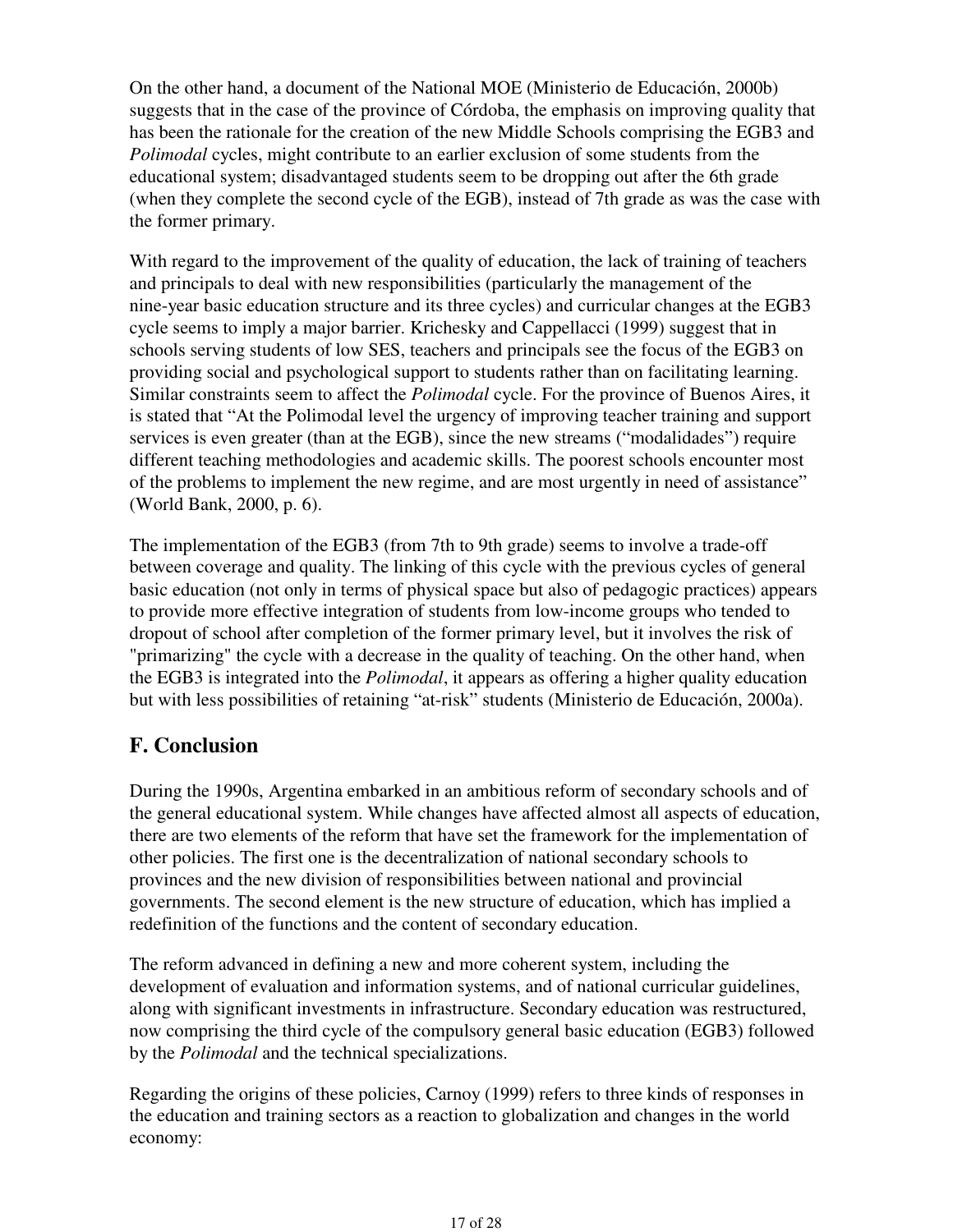On the other hand, a document of the National MOE (Ministerio de Educación, 2000b) suggests that in the case of the province of Córdoba, the emphasis on improving quality that has been the rationale for the creation of the new Middle Schools comprising the EGB3 and *Polimodal* cycles, might contribute to an earlier exclusion of some students from the educational system; disadvantaged students seem to be dropping out after the 6th grade (when they complete the second cycle of the EGB), instead of 7th grade as was the case with the former primary.

With regard to the improvement of the quality of education, the lack of training of teachers and principals to deal with new responsibilities (particularly the management of the nine-year basic education structure and its three cycles) and curricular changes at the EGB3 cycle seems to imply a major barrier. Krichesky and Cappellacci (1999) suggest that in schools serving students of low SES, teachers and principals see the focus of the EGB3 on providing social and psychological support to students rather than on facilitating learning. Similar constraints seem to affect the *Polimodal* cycle. For the province of Buenos Aires, it is stated that "At the Polimodal level the urgency of improving teacher training and support services is even greater (than at the EGB), since the new streams ("modalidades") require different teaching methodologies and academic skills. The poorest schools encounter most of the problems to implement the new regime, and are most urgently in need of assistance" (World Bank, 2000, p. 6).

The implementation of the EGB3 (from 7th to 9th grade) seems to involve a trade-off between coverage and quality. The linking of this cycle with the previous cycles of general basic education (not only in terms of physical space but also of pedagogic practices) appears to provide more effective integration of students from low-income groups who tended to dropout of school after completion of the former primary level, but it involves the risk of "primarizing" the cycle with a decrease in the quality of teaching. On the other hand, when the EGB3 is integrated into the *Polimodal*, it appears as offering a higher quality education but with less possibilities of retaining "at-risk" students (Ministerio de Educación, 2000a).

## F. Conclusion

During the 1990s, Argentina embarked in an ambitious reform of secondary schools and of the general educational system. While changes have affected almost all aspects of education, there are two elements of the reform that have set the framework for the implementation of other policies. The first one is the decentralization of national secondary schools to provinces and the new division of responsibilities between national and provincial governments. The second element is the new structure of education, which has implied a redefinition of the functions and the content of secondary education.

The reform advanced in defining a new and more coherent system, including the development of evaluation and information systems, and of national curricular guidelines, along with significant investments in infrastructure. Secondary education was restructured, now comprising the third cycle of the compulsory general basic education (EGB3) followed by the *Polimodal* and the technical specializations.

Regarding the origins of these policies, Carnoy (1999) refers to three kinds of responses in the education and training sectors as a reaction to globalization and changes in the world economy: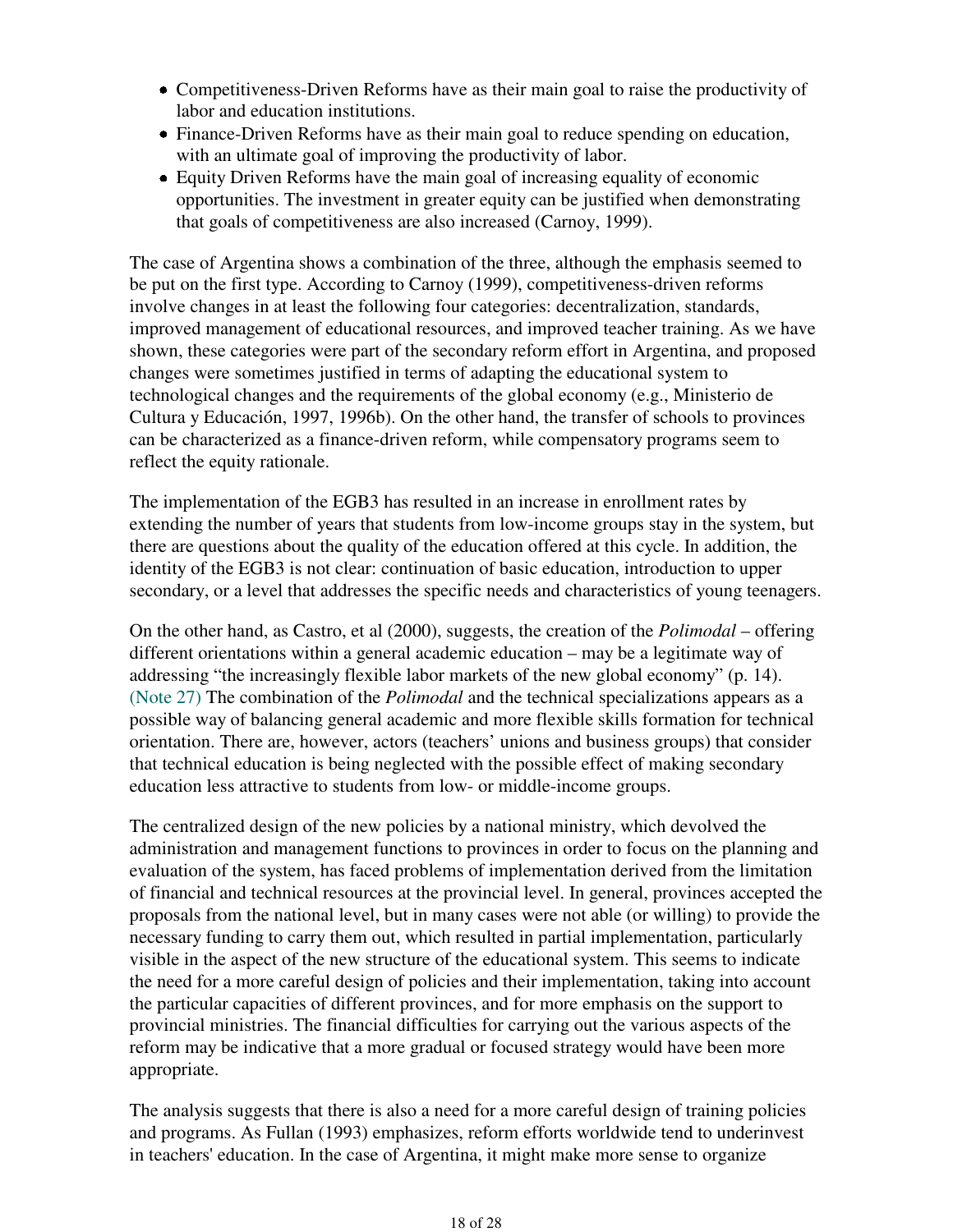- Competitiveness-Driven Reforms have as their main goal to raise the productivity of labor and education institutions.
- Finance-Driven Reforms have as their main goal to reduce spending on education, with an ultimate goal of improving the productivity of labor.
- Equity Driven Reforms have the main goal of increasing equality of economic opportunities. The investment in greater equity can be justified when demonstrating that goals of competitiveness are also increased (Carnoy, 1999).

The case of Argentina shows a combination of the three, although the emphasis seemed to be put on the first type. According to Carnoy (1999), competitiveness-driven reforms involve changes in at least the following four categories: decentralization, standards, improved management of educational resources, and improved teacher training. As we have shown, these categories were part of the secondary reform effort in Argentina, and proposed changes were sometimes justified in terms of adapting the educational system to technological changes and the requirements of the global economy (e.g., Ministerio de Cultura y Educación, 1997, 1996b). On the other hand, the transfer of schools to provinces can be characterized as a finance-driven reform, while compensatory programs seem to reflect the equity rationale.

The implementation of the EGB3 has resulted in an increase in enrollment rates by extending the number of years that students from low-income groups stay in the system, but there are questions about the quality of the education offered at this cycle. In addition, the identity of the EGB3 is not clear: continuation of basic education, introduction to upper secondary, or a level that addresses the specific needs and characteristics of young teenagers.

On the other hand, as Castro, et al (2000), suggests, the creation of the *Polimodal* – offering different orientations within a general academic education – may be a legitimate way of addressing "the increasingly flexible labor markets of the new global economy" (p. 14). (Note 27) The combination of the *Polimodal* and the technical specializations appears as a possible way of balancing general academic and more flexible skills formation for technical orientation. There are, however, actors (teachers' unions and business groups) that consider that technical education is being neglected with the possible effect of making secondary education less attractive to students from low- or middle-income groups.

The centralized design of the new policies by a national ministry, which devolved the administration and management functions to provinces in order to focus on the planning and evaluation of the system, has faced problems of implementation derived from the limitation of financial and technical resources at the provincial level. In general, provinces accepted the proposals from the national level, but in many cases were not able (or willing) to provide the necessary funding to carry them out, which resulted in partial implementation, particularly visible in the aspect of the new structure of the educational system. This seems to indicate the need for a more careful design of policies and their implementation, taking into account the particular capacities of different provinces, and for more emphasis on the support to provincial ministries. The financial difficulties for carrying out the various aspects of the reform may be indicative that a more gradual or focused strategy would have been more appropriate.

The analysis suggests that there is also a need for a more careful design of training policies and programs. As Fullan (1993) emphasizes, reform efforts worldwide tend to underinvest in teachers' education. In the case of Argentina, it might make more sense to organize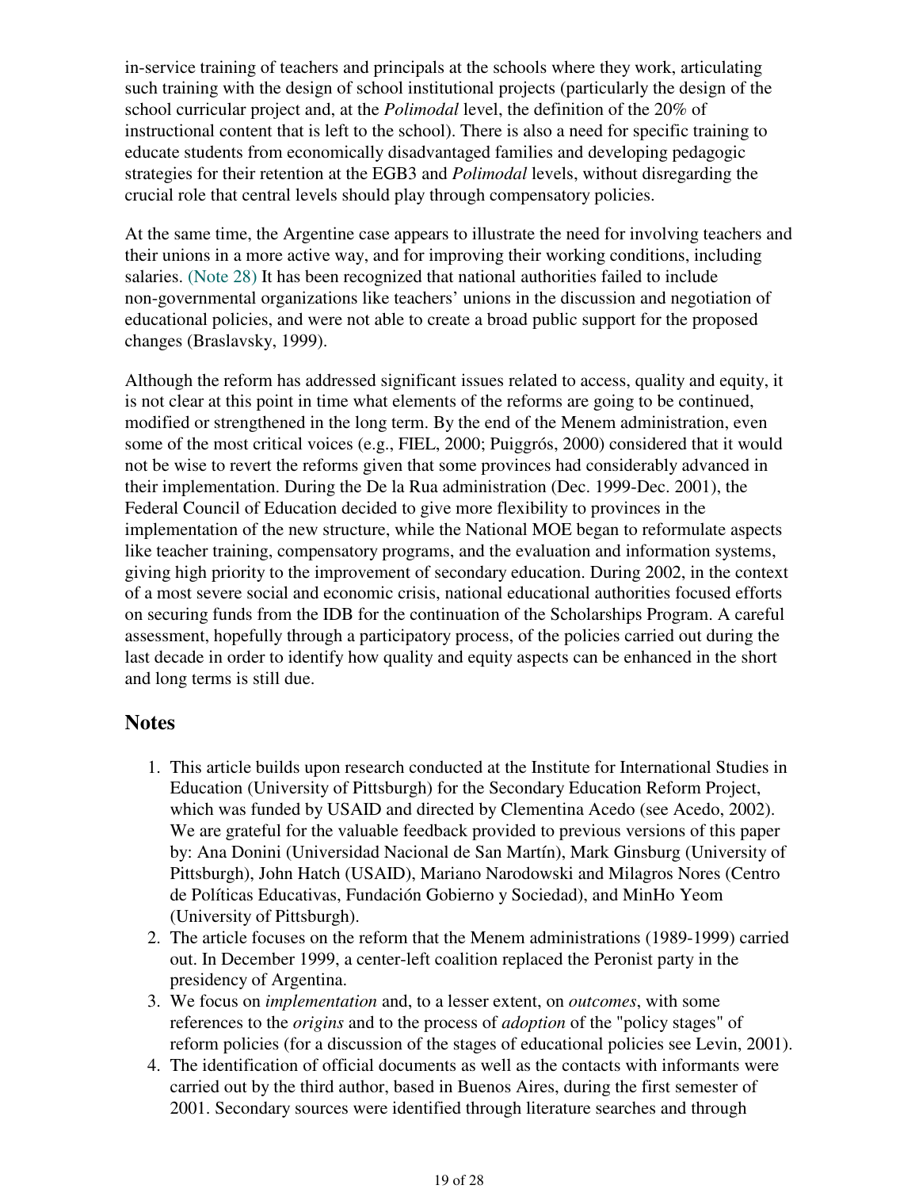in-service training of teachers and principals at the schools where they work, articulating such training with the design of school institutional projects (particularly the design of the school curricular project and, at the *Polimodal* level, the definition of the 20% of instructional content that is left to the school). There is also a need for specific training to educate students from economically disadvantaged families and developing pedagogic strategies for their retention at the EGB3 and *Polimodal* levels, without disregarding the crucial role that central levels should play through compensatory policies.

At the same time, the Argentine case appears to illustrate the need for involving teachers and their unions in a more active way, and for improving their working conditions, including salaries. (Note 28) It has been recognized that national authorities failed to include non-governmental organizations like teachers' unions in the discussion and negotiation of educational policies, and were not able to create a broad public support for the proposed changes (Braslavsky, 1999).

Although the reform has addressed significant issues related to access, quality and equity, it is not clear at this point in time what elements of the reforms are going to be continued, modified or strengthened in the long term. By the end of the Menem administration, even some of the most critical voices (e.g., FIEL, 2000; Puiggrós, 2000) considered that it would not be wise to revert the reforms given that some provinces had considerably advanced in their implementation. During the De la Rua administration (Dec. 1999-Dec. 2001), the Federal Council of Education decided to give more flexibility to provinces in the implementation of the new structure, while the National MOE began to reformulate aspects like teacher training, compensatory programs, and the evaluation and information systems, giving high priority to the improvement of secondary education. During 2002, in the context of a most severe social and economic crisis, national educational authorities focused efforts on securing funds from the IDB for the continuation of the Scholarships Program. A careful assessment, hopefully through a participatory process, of the policies carried out during the last decade in order to identify how quality and equity aspects can be enhanced in the short and long terms is still due.

## Notes

1. This article builds upon research conducted at the Institute for International Studies in Education (University of Pittsburgh) for the Secondary Education Reform Project, which was funded by USAID and directed by Clementina Acedo (see Acedo, 2002). We are grateful for the valuable feedback provided to previous versions of this paper by: Ana Donini (Universidad Nacional de San Martín), Mark Ginsburg (University of Pittsburgh), John Hatch (USAID), Mariano Narodowski and Milagros Nores (Centro de Políticas Educativas, Fundación Gobierno y Sociedad), and MinHo Yeom (University of Pittsburgh).
2. The article focuses on the reform that the Menem administrations (1989-1999) carried out. In December 1999, a center-left coalition replaced the Peronist party in the presidency of Argentina.
3. We focus on *implementation* and, to a lesser extent, on *outcomes*, with some references to the *origins* and to the process of *adoption* of the "policy stages" of reform policies (for a discussion of the stages of educational policies see Levin, 2001).
4. The identification of official documents as well as the contacts with informants were carried out by the third author, based in Buenos Aires, during the first semester of 2001. Secondary sources were identified through literature searches and through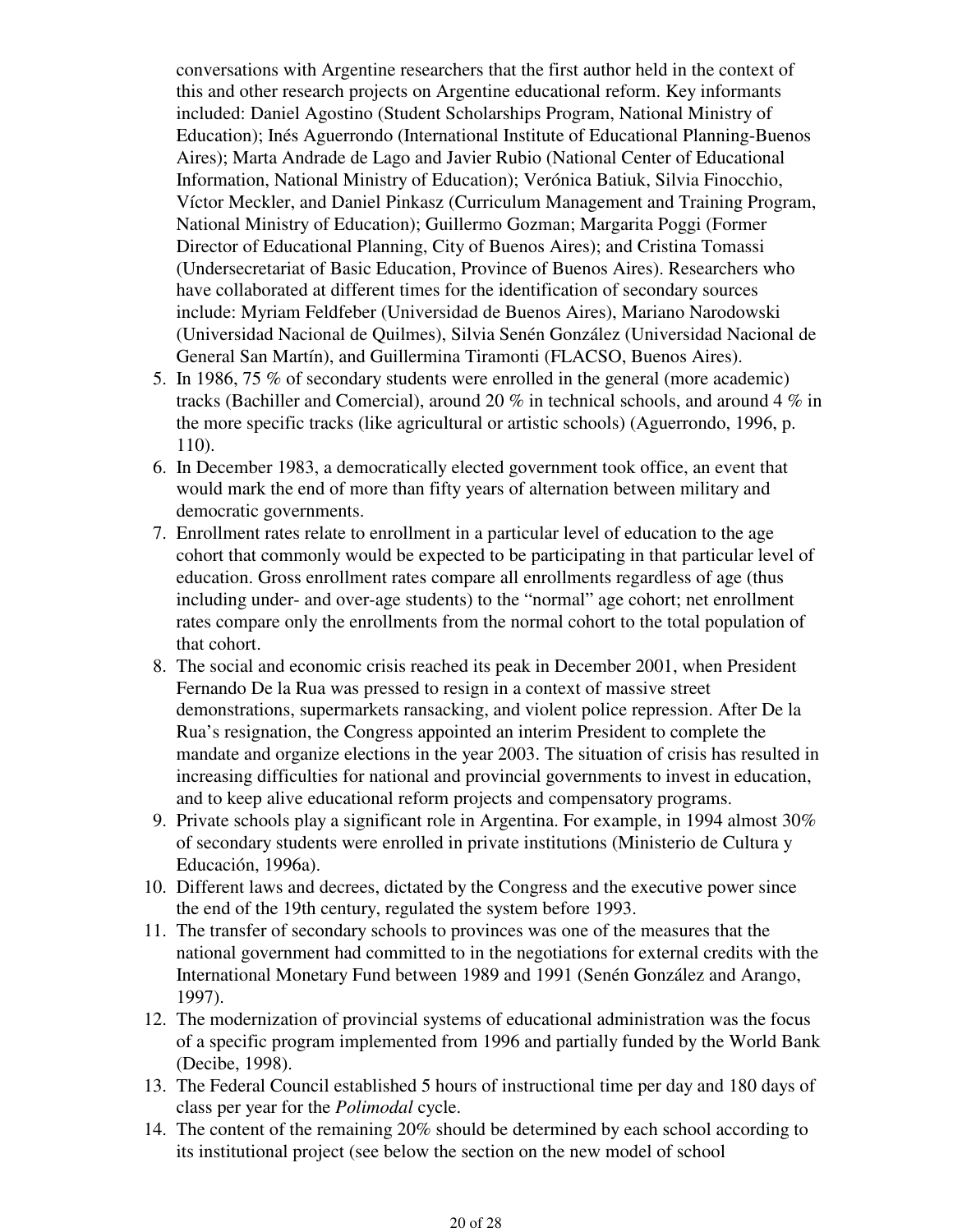conversations with Argentine researchers that the first author held in the context of this and other research projects on Argentine educational reform. Key informants included: Daniel Agostino (Student Scholarships Program, National Ministry of Education); Inés Aguerrondo (International Institute of Educational Planning-Buenos Aires); Marta Andrade de Lago and Javier Rubio (National Center of Educational Information, National Ministry of Education); Verónica Batiuk, Silvia Finocchio, Víctor Meckler, and Daniel Pinkasz (Curriculum Management and Training Program, National Ministry of Education); Guillermo Gozman; Margarita Poggi (Former Director of Educational Planning, City of Buenos Aires); and Cristina Tomassi (Undersecretariat of Basic Education, Province of Buenos Aires). Researchers who have collaborated at different times for the identification of secondary sources include: Myriam Feldfeber (Universidad de Buenos Aires), Mariano Narodowski (Universidad Nacional de Quilmes), Silvia Senén González (Universidad Nacional de General San Martín), and Guillermina Tiramonti (FLACSO, Buenos Aires).

5. In 1986, 75 % of secondary students were enrolled in the general (more academic) tracks (Bachiller and Comercial), around 20 % in technical schools, and around 4 % in the more specific tracks (like agricultural or artistic schools) (Aguerrondo, 1996, p. 110).
6. In December 1983, a democratically elected government took office, an event that would mark the end of more than fifty years of alternation between military and democratic governments.
7. Enrollment rates relate to enrollment in a particular level of education to the age cohort that commonly would be expected to be participating in that particular level of education. Gross enrollment rates compare all enrollments regardless of age (thus including under- and over-age students) to the "normal" age cohort; net enrollment rates compare only the enrollments from the normal cohort to the total population of that cohort.
8. The social and economic crisis reached its peak in December 2001, when President Fernando De la Rua was pressed to resign in a context of massive street demonstrations, supermarkets ransacking, and violent police repression. After De la Rua's resignation, the Congress appointed an interim President to complete the mandate and organize elections in the year 2003. The situation of crisis has resulted in increasing difficulties for national and provincial governments to invest in education, and to keep alive educational reform projects and compensatory programs.
9. Private schools play a significant role in Argentina. For example, in 1994 almost 30% of secondary students were enrolled in private institutions (Ministerio de Cultura y Educación, 1996a).
10. Different laws and decrees, dictated by the Congress and the executive power since the end of the 19th century, regulated the system before 1993.
11. The transfer of secondary schools to provinces was one of the measures that the national government had committed to in the negotiations for external credits with the International Monetary Fund between 1989 and 1991 (Senén González and Arango, 1997).
12. The modernization of provincial systems of educational administration was the focus of a specific program implemented from 1996 and partially funded by the World Bank (Decibe, 1998).
13. The Federal Council established 5 hours of instructional time per day and 180 days of class per year for the *Polimodal* cycle.
14. The content of the remaining 20% should be determined by each school according to its institutional project (see below the section on the new model of school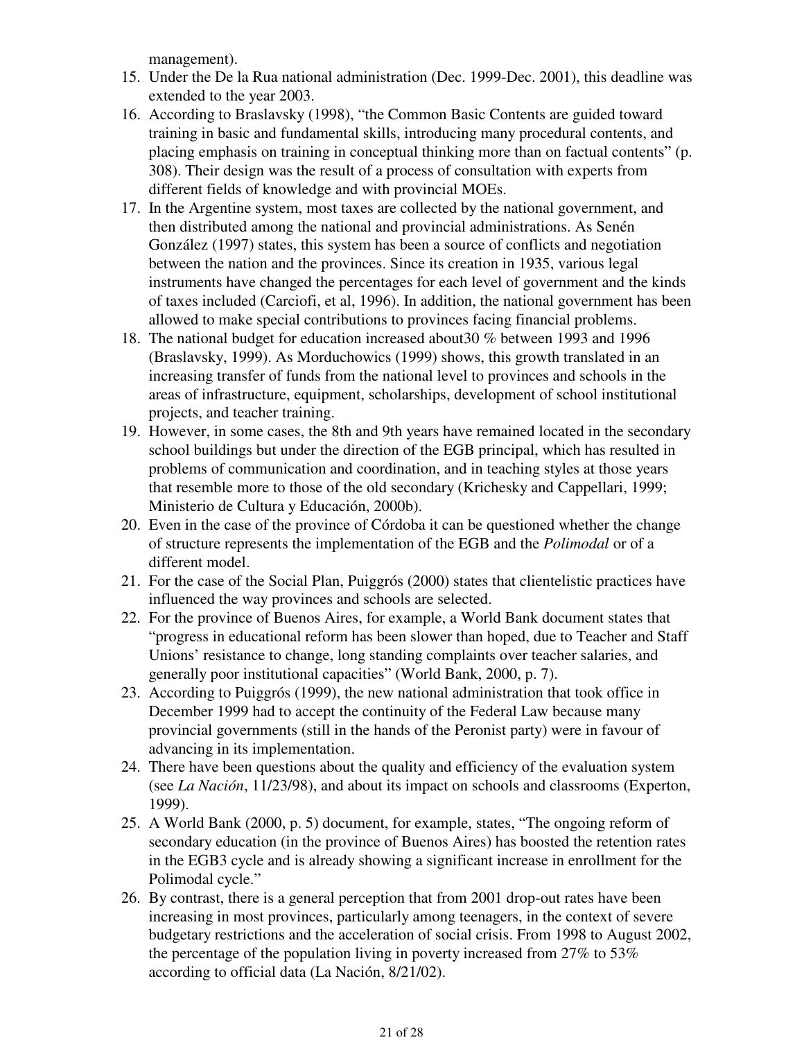management).

15. Under the De la Rua national administration (Dec. 1999-Dec. 2001), this deadline was extended to the year 2003.
16. According to Braslavsky (1998), "the Common Basic Contents are guided toward training in basic and fundamental skills, introducing many procedural contents, and placing emphasis on training in conceptual thinking more than on factual contents" (p. 308). Their design was the result of a process of consultation with experts from different fields of knowledge and with provincial MOEs.
17. In the Argentine system, most taxes are collected by the national government, and then distributed among the national and provincial administrations. As Senén González (1997) states, this system has been a source of conflicts and negotiation between the nation and the provinces. Since its creation in 1935, various legal instruments have changed the percentages for each level of government and the kinds of taxes included (Carciofi, et al, 1996). In addition, the national government has been allowed to make special contributions to provinces facing financial problems.
18. The national budget for education increased about30 % between 1993 and 1996 (Braslavsky, 1999). As Morduchowics (1999) shows, this growth translated in an increasing transfer of funds from the national level to provinces and schools in the areas of infrastructure, equipment, scholarships, development of school institutional projects, and teacher training.
19. However, in some cases, the 8th and 9th years have remained located in the secondary school buildings but under the direction of the EGB principal, which has resulted in problems of communication and coordination, and in teaching styles at those years that resemble more to those of the old secondary (Krichesky and Cappellari, 1999; Ministerio de Cultura y Educación, 2000b).
20. Even in the case of the province of Córdoba it can be questioned whether the change of structure represents the implementation of the EGB and the *Polimodal* or of a different model.
21. For the case of the Social Plan, Puiggrós (2000) states that clientelistic practices have influenced the way provinces and schools are selected.
22. For the province of Buenos Aires, for example, a World Bank document states that "progress in educational reform has been slower than hoped, due to Teacher and Staff Unions' resistance to change, long standing complaints over teacher salaries, and generally poor institutional capacities" (World Bank, 2000, p. 7).
23. According to Puiggrós (1999), the new national administration that took office in December 1999 had to accept the continuity of the Federal Law because many provincial governments (still in the hands of the Peronist party) were in favour of advancing in its implementation.
24. There have been questions about the quality and efficiency of the evaluation system (see *La Nación*, 11/23/98), and about its impact on schools and classrooms (Experton, 1999).
25. A World Bank (2000, p. 5) document, for example, states, "The ongoing reform of secondary education (in the province of Buenos Aires) has boosted the retention rates in the EGB3 cycle and is already showing a significant increase in enrollment for the Polimodal cycle."
26. By contrast, there is a general perception that from 2001 drop-out rates have been increasing in most provinces, particularly among teenagers, in the context of severe budgetary restrictions and the acceleration of social crisis. From 1998 to August 2002, the percentage of the population living in poverty increased from 27% to 53% according to official data (La Nación, 8/21/02).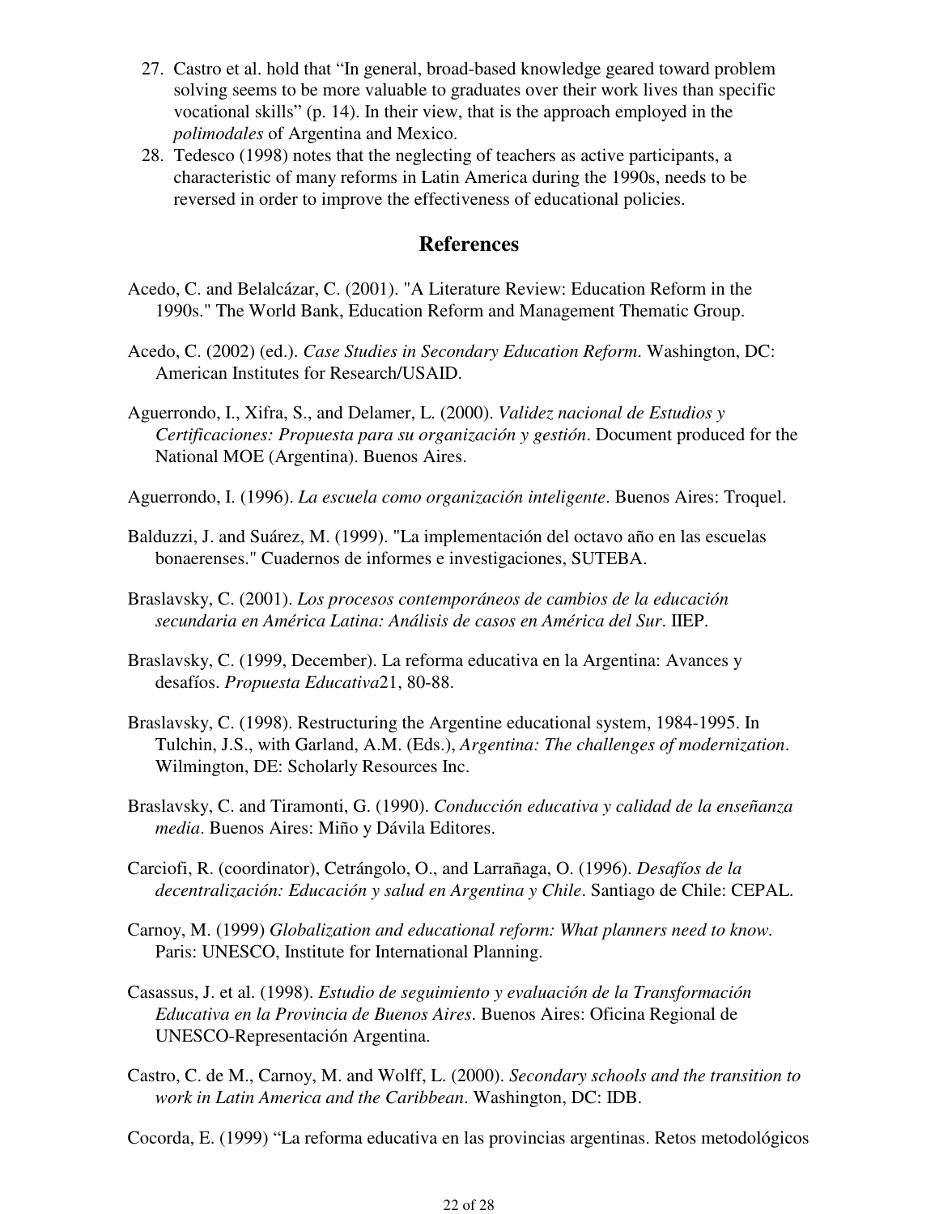27. Castro et al. hold that "In general, broad-based knowledge geared toward problem solving seems to be more valuable to graduates over their work lives than specific vocational skills" (p. 14). In their view, that is the approach employed in the *polimodales* of Argentina and Mexico.
28. Tedesco (1998) notes that the neglecting of teachers as active participants, a characteristic of many reforms in Latin America during the 1990s, needs to be reversed in order to improve the effectiveness of educational policies.

## References

Acedo, C. and Belalcázar, C. (2001). "A Literature Review: Education Reform in the 1990s." The World Bank, Education Reform and Management Thematic Group.

Acedo, C. (2002) (ed.). *Case Studies in Secondary Education Reform*. Washington, DC: American Institutes for Research/USAID.

Aguerrondo, I., Xifra, S., and Delamer, L. (2000). *Validez nacional de Estudios y Certificaciones: Propuesta para su organización y gestión*. Document produced for the National MOE (Argentina). Buenos Aires.

Aguerrondo, I. (1996). *La escuela como organización inteligente*. Buenos Aires: Troquel.

Balduzzi, J. and Suárez, M. (1999). "La implementación del octavo año en las escuelas bonaerenses." Cuadernos de informes e investigaciones, SUTEBA.

Braslavsky, C. (2001). *Los procesos contemporáneos de cambios de la educación secundaria en América Latina: Análisis de casos en América del Sur*. IIEP.

Braslavsky, C. (1999, December). La reforma educativa en la Argentina: Avances y desafíos. *Propuesta Educativa*21, 80-88.

Braslavsky, C. (1998). Restructuring the Argentine educational system, 1984-1995. In Tulchin, J.S., with Garland, A.M. (Eds.), *Argentina: The challenges of modernization*. Wilmington, DE: Scholarly Resources Inc.

Braslavsky, C. and Tiramonti, G. (1990). *Conducción educativa y calidad de la enseñanza media*. Buenos Aires: Miño y Dávila Editores.

Carciofi, R. (coordinator), Cetrángolo, O., and Larrañaga, O. (1996). *Desafíos de la decentralización: Educación y salud en Argentina y Chile*. Santiago de Chile: CEPAL.

Carnoy, M. (1999) *Globalization and educational reform: What planners need to know.* Paris: UNESCO, Institute for International Planning.

Casassus, J. et al. (1998). *Estudio de seguimiento y evaluación de la Transformación Educativa en la Provincia de Buenos Aires*. Buenos Aires: Oficina Regional de UNESCO-Representación Argentina.

Castro, C. de M., Carnoy, M. and Wolff, L. (2000). *Secondary schools and the transition to work in Latin America and the Caribbean*. Washington, DC: IDB.

Cocorda, E. (1999) "La reforma educativa en las provincias argentinas. Retos metodológicos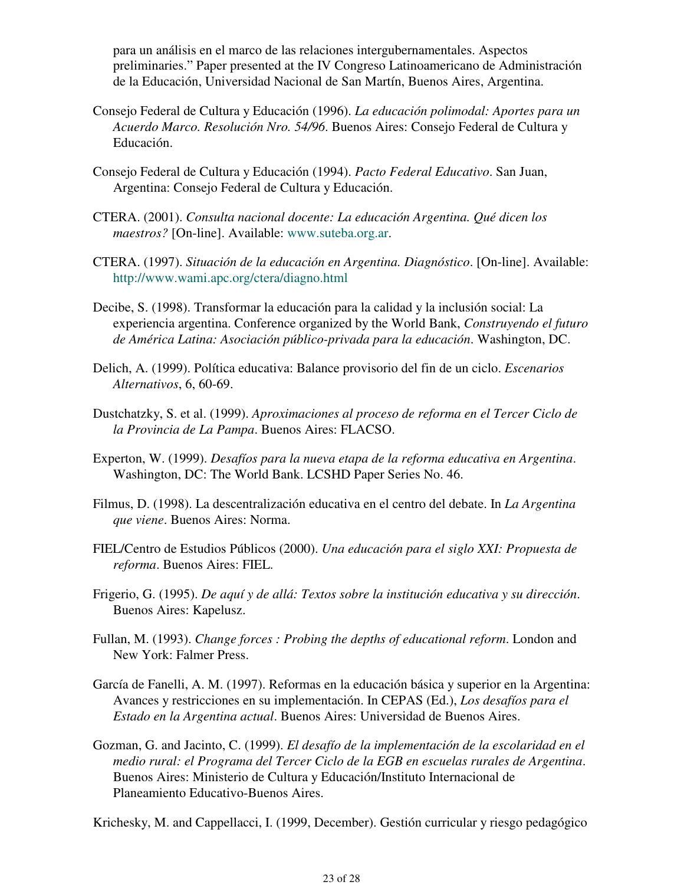para un análisis en el marco de las relaciones intergubernamentales. Aspectos preliminaries." Paper presented at the IV Congreso Latinoamericano de Administración de la Educación, Universidad Nacional de San Martín, Buenos Aires, Argentina.

Consejo Federal de Cultura y Educación (1996). *La educación polimodal: Aportes para un Acuerdo Marco. Resolución Nro. 54/96*. Buenos Aires: Consejo Federal de Cultura y Educación.

Consejo Federal de Cultura y Educación (1994). *Pacto Federal Educativo*. San Juan, Argentina: Consejo Federal de Cultura y Educación.

CTERA. (2001). *Consulta nacional docente: La educación Argentina. Qué dicen los maestros?* [On-line]. Available: www.suteba.org.ar.

CTERA. (1997). *Situación de la educación en Argentina. Diagnóstico*. [On-line]. Available: http://www.wami.apc.org/ctera/diagno.html

Decibe, S. (1998). Transformar la educación para la calidad y la inclusión social: La experiencia argentina. Conference organized by the World Bank, *Construyendo el futuro de América Latina: Asociación público-privada para la educación*. Washington, DC.

Delich, A. (1999). Política educativa: Balance provisorio del fin de un ciclo. *Escenarios Alternativos*, 6, 60-69.

Dustchatzky, S. et al. (1999). *Aproximaciones al proceso de reforma en el Tercer Ciclo de la Provincia de La Pampa*. Buenos Aires: FLACSO.

Experton, W. (1999). *Desafíos para la nueva etapa de la reforma educativa en Argentina*. Washington, DC: The World Bank. LCSHD Paper Series No. 46.

Filmus, D. (1998). La descentralización educativa en el centro del debate. In *La Argentina que viene*. Buenos Aires: Norma.

FIEL/Centro de Estudios Públicos (2000). *Una educación para el siglo XXI: Propuesta de reforma*. Buenos Aires: FIEL.

Frigerio, G. (1995). *De aquí y de allá: Textos sobre la institución educativa y su dirección*. Buenos Aires: Kapelusz.

Fullan, M. (1993). *Change forces : Probing the depths of educational reform*. London and New York: Falmer Press.

García de Fanelli, A. M. (1997). Reformas en la educación básica y superior en la Argentina: Avances y restricciones en su implementación. In CEPAS (Ed.), *Los desafíos para el Estado en la Argentina actual*. Buenos Aires: Universidad de Buenos Aires.

Gozman, G. and Jacinto, C. (1999). *El desafío de la implementación de la escolaridad en el medio rural: el Programa del Tercer Ciclo de la EGB en escuelas rurales de Argentina*. Buenos Aires: Ministerio de Cultura y Educación/Instituto Internacional de Planeamiento Educativo-Buenos Aires.

Krichesky, M. and Cappellacci, I. (1999, December). Gestión curricular y riesgo pedagógico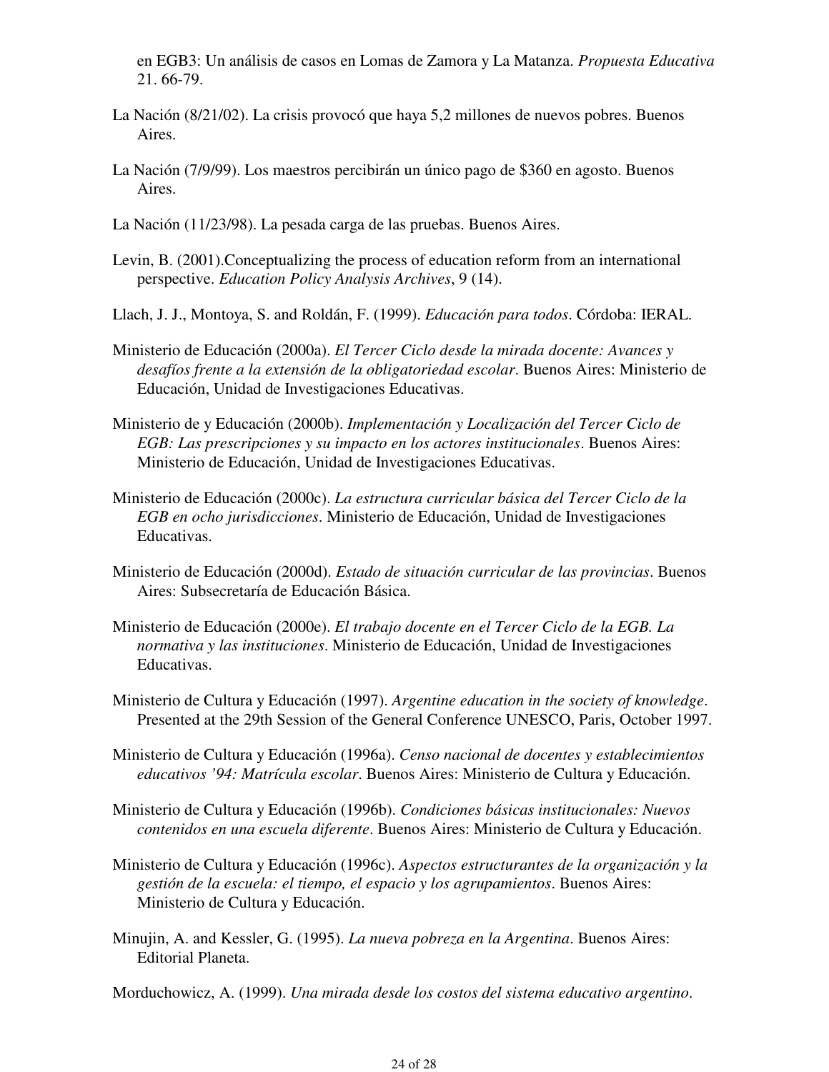en EGB3: Un análisis de casos en Lomas de Zamora y La Matanza. *Propuesta Educativa* 21. 66-79.

La Nación (8/21/02). La crisis provocó que haya 5,2 millones de nuevos pobres. Buenos Aires.

La Nación (7/9/99). Los maestros percibirán un único pago de $360 en agosto. Buenos Aires.

La Nación (11/23/98). La pesada carga de las pruebas. Buenos Aires.

Levin, B. (2001).Conceptualizing the process of education reform from an international perspective. *Education Policy Analysis Archives*, 9 (14).

Llach, J. J., Montoya, S. and Roldán, F. (1999). *Educación para todos*. Córdoba: IERAL.

Ministerio de Educación (2000a). *El Tercer Ciclo desde la mirada docente: Avances y desafíos frente a la extensión de la obligatoriedad escolar*. Buenos Aires: Ministerio de Educación, Unidad de Investigaciones Educativas.

Ministerio de y Educación (2000b). *Implementación y Localización del Tercer Ciclo de EGB: Las prescripciones y su impacto en los actores institucionales*. Buenos Aires: Ministerio de Educación, Unidad de Investigaciones Educativas.

Ministerio de Educación (2000c). *La estructura curricular básica del Tercer Ciclo de la EGB en ocho jurisdicciones*. Ministerio de Educación, Unidad de Investigaciones Educativas.

Ministerio de Educación (2000d). *Estado de situación curricular de las provincias*. Buenos Aires: Subsecretaría de Educación Básica.

Ministerio de Educación (2000e). *El trabajo docente en el Tercer Ciclo de la EGB. La normativa y las instituciones*. Ministerio de Educación, Unidad de Investigaciones Educativas.

Ministerio de Cultura y Educación (1997). *Argentine education in the society of knowledge*. Presented at the 29th Session of the General Conference UNESCO, Paris, October 1997.

Ministerio de Cultura y Educación (1996a). *Censo nacional de docentes y establecimientos educativos '94: Matrícula escolar*. Buenos Aires: Ministerio de Cultura y Educación.

Ministerio de Cultura y Educación (1996b). *Condiciones básicas institucionales: Nuevos contenidos en una escuela diferente*. Buenos Aires: Ministerio de Cultura y Educación.

Ministerio de Cultura y Educación (1996c). *Aspectos estructurantes de la organización y la gestión de la escuela: el tiempo, el espacio y los agrupamientos*. Buenos Aires: Ministerio de Cultura y Educación.

Minujin, A. and Kessler, G. (1995). *La nueva pobreza en la Argentina*. Buenos Aires: Editorial Planeta.

Morduchowicz, A. (1999). *Una mirada desde los costos del sistema educativo argentino*.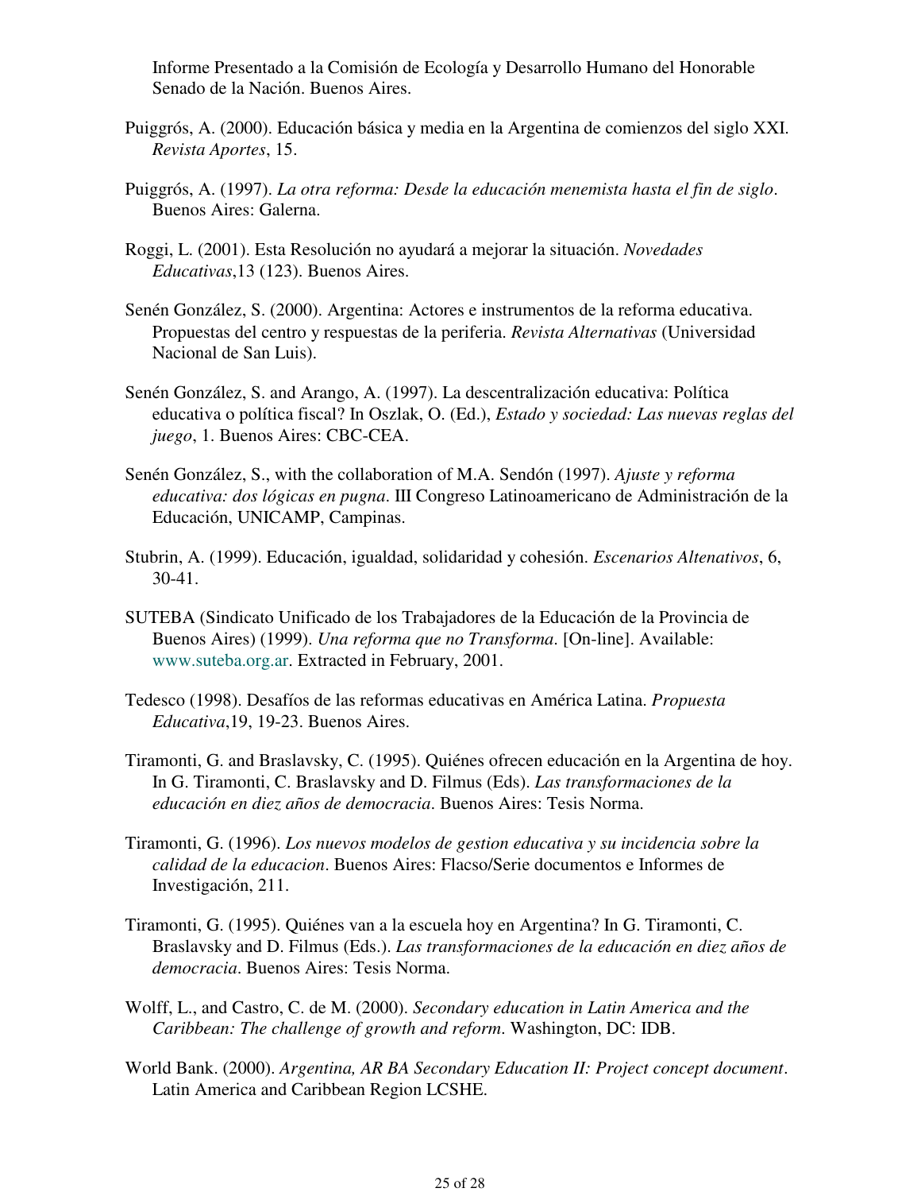Informe Presentado a la Comisión de Ecología y Desarrollo Humano del Honorable Senado de la Nación. Buenos Aires.

Puiggrós, A. (2000). Educación básica y media en la Argentina de comienzos del siglo XXI. *Revista Aportes*, 15.

Puiggrós, A. (1997). *La otra reforma: Desde la educación menemista hasta el fin de siglo*. Buenos Aires: Galerna.

Roggi, L. (2001). Esta Resolución no ayudará a mejorar la situación. *Novedades Educativas*,13 (123). Buenos Aires.

Senén González, S. (2000). Argentina: Actores e instrumentos de la reforma educativa. Propuestas del centro y respuestas de la periferia. *Revista Alternativas* (Universidad Nacional de San Luis).

Senén González, S. and Arango, A. (1997). La descentralización educativa: Política educativa o política fiscal? In Oszlak, O. (Ed.), *Estado y sociedad: Las nuevas reglas del juego*, 1. Buenos Aires: CBC-CEA.

Senén González, S., with the collaboration of M.A. Sendón (1997). *Ajuste y reforma educativa: dos lógicas en pugna*. III Congreso Latinoamericano de Administración de la Educación, UNICAMP, Campinas.

Stubrin, A. (1999). Educación, igualdad, solidaridad y cohesión. *Escenarios Altenativos*, 6, 30-41.

SUTEBA (Sindicato Unificado de los Trabajadores de la Educación de la Provincia de Buenos Aires) (1999). *Una reforma que no Transforma*. [On-line]. Available: www.suteba.org.ar. Extracted in February, 2001.

Tedesco (1998). Desafíos de las reformas educativas en América Latina. *Propuesta Educativa*,19, 19-23. Buenos Aires.

Tiramonti, G. and Braslavsky, C. (1995). Quiénes ofrecen educación en la Argentina de hoy. In G. Tiramonti, C. Braslavsky and D. Filmus (Eds). *Las transformaciones de la educación en diez años de democracia*. Buenos Aires: Tesis Norma.

Tiramonti, G. (1996). *Los nuevos modelos de gestion educativa y su incidencia sobre la calidad de la educacion*. Buenos Aires: Flacso/Serie documentos e Informes de Investigación, 211.

Tiramonti, G. (1995). Quiénes van a la escuela hoy en Argentina? In G. Tiramonti, C. Braslavsky and D. Filmus (Eds.). *Las transformaciones de la educación en diez años de democracia*. Buenos Aires: Tesis Norma.

Wolff, L., and Castro, C. de M. (2000). *Secondary education in Latin America and the Caribbean: The challenge of growth and reform*. Washington, DC: IDB.

World Bank. (2000). *Argentina, AR BA Secondary Education II: Project concept document*. Latin America and Caribbean Region LCSHE.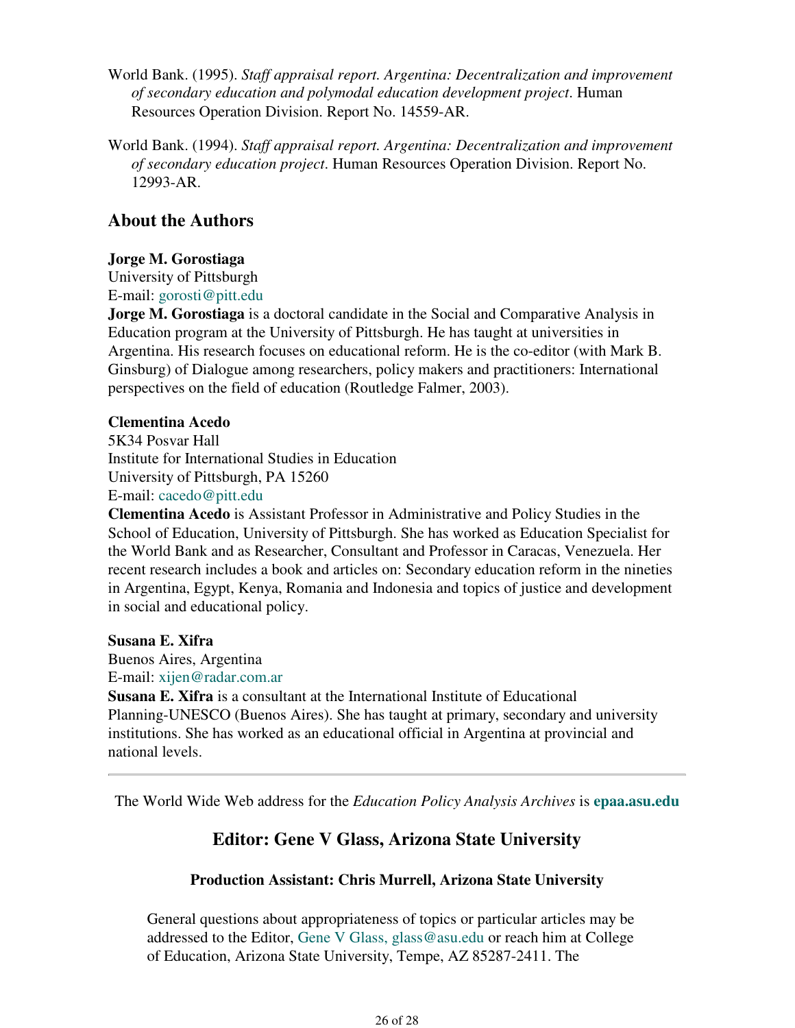World Bank. (1995). *Staff appraisal report. Argentina: Decentralization and improvement of secondary education and polymodal education development project*. Human Resources Operation Division. Report No. 14559-AR.

World Bank. (1994). *Staff appraisal report. Argentina: Decentralization and improvement of secondary education project*. Human Resources Operation Division. Report No. 12993-AR.

## About the Authors

**Jorge M. Gorostiaga**
University of Pittsburgh
E-mail: gorosti@pitt.edu

**Jorge M. Gorostiaga** is a doctoral candidate in the Social and Comparative Analysis in Education program at the University of Pittsburgh. He has taught at universities in Argentina. His research focuses on educational reform. He is the co-editor (with Mark B. Ginsburg) of Dialogue among researchers, policy makers and practitioners: International perspectives on the field of education (Routledge Falmer, 2003).

**Clementina Acedo**
5K34 Posvar Hall
Institute for International Studies in Education
University of Pittsburgh, PA 15260
E-mail: cacedo@pitt.edu

**Clementina Acedo** is Assistant Professor in Administrative and Policy Studies in the School of Education, University of Pittsburgh. She has worked as Education Specialist for the World Bank and as Researcher, Consultant and Professor in Caracas, Venezuela. Her recent research includes a book and articles on: Secondary education reform in the nineties in Argentina, Egypt, Kenya, Romania and Indonesia and topics of justice and development in social and educational policy.

**Susana E. Xifra**
Buenos Aires, Argentina
E-mail: xijen@radar.com.ar

**Susana E. Xifra** is a consultant at the International Institute of Educational Planning-UNESCO (Buenos Aires). She has taught at primary, secondary and university institutions. She has worked as an educational official in Argentina at provincial and national levels.

---

The World Wide Web address for the *Education Policy Analysis Archives* is **epaa.asu.edu**

## Editor: Gene V Glass, Arizona State University

### Production Assistant: Chris Murrell, Arizona State University

General questions about appropriateness of topics or particular articles may be addressed to the Editor, Gene V Glass, glass@asu.edu or reach him at College of Education, Arizona State University, Tempe, AZ 85287-2411. The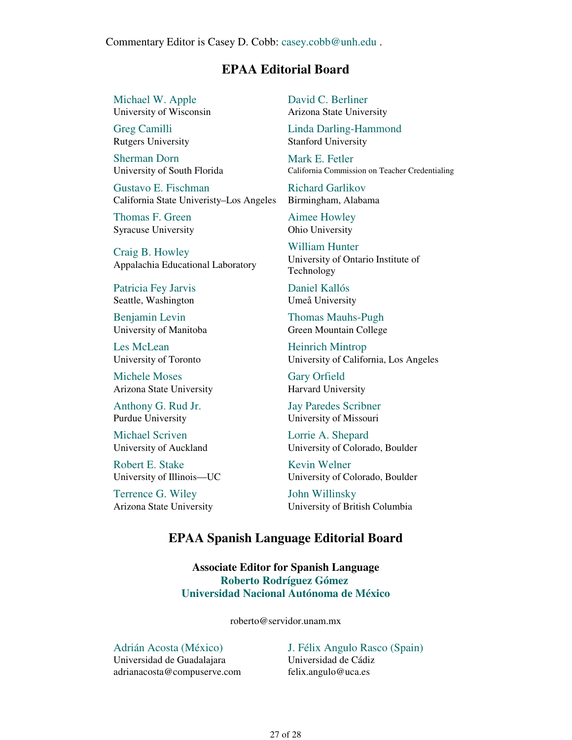Commentary Editor is Casey D. Cobb: casey.cobb@unh.edu .

## EPAA Editorial Board

Michael W. Apple
University of Wisconsin

David C. Berliner
Arizona State University

Greg Camilli
Rutgers University

Linda Darling-Hammond
Stanford University

Sherman Dorn
University of South Florida

Mark E. Fetler
California Commission on Teacher Credentialing

Gustavo E. Fischman
California State Univeristy–Los Angeles

Richard Garlikov
Birmingham, Alabama

Thomas F. Green
Syracuse University

Aimee Howley
Ohio University

Craig B. Howley
Appalachia Educational Laboratory

William Hunter
University of Ontario Institute of Technology

Patricia Fey Jarvis
Seattle, Washington

Daniel Kallós
Umeå University

Benjamin Levin
University of Manitoba

Thomas Mauhs-Pugh
Green Mountain College

Les McLean
University of Toronto

Heinrich Mintrop
University of California, Los Angeles

Michele Moses
Arizona State University

Gary Orfield
Harvard University

Anthony G. Rud Jr.
Purdue University

Jay Paredes Scribner
University of Missouri

Michael Scriven
University of Auckland

Lorrie A. Shepard
University of Colorado, Boulder

Robert E. Stake
University of Illinois—UC

Kevin Welner
University of Colorado, Boulder

Terrence G. Wiley
Arizona State University

John Willinsky
University of British Columbia

## EPAA Spanish Language Editorial Board

**Associate Editor for Spanish Language**
**Roberto Rodríguez Gómez**
**Universidad Nacional Autónoma de México**

roberto@servidor.unam.mx

Adrián Acosta (México)
Universidad de Guadalajara
adrianacosta@compuserve.com

J. Félix Angulo Rasco (Spain)
Universidad de Cádiz
felix.angulo@uca.es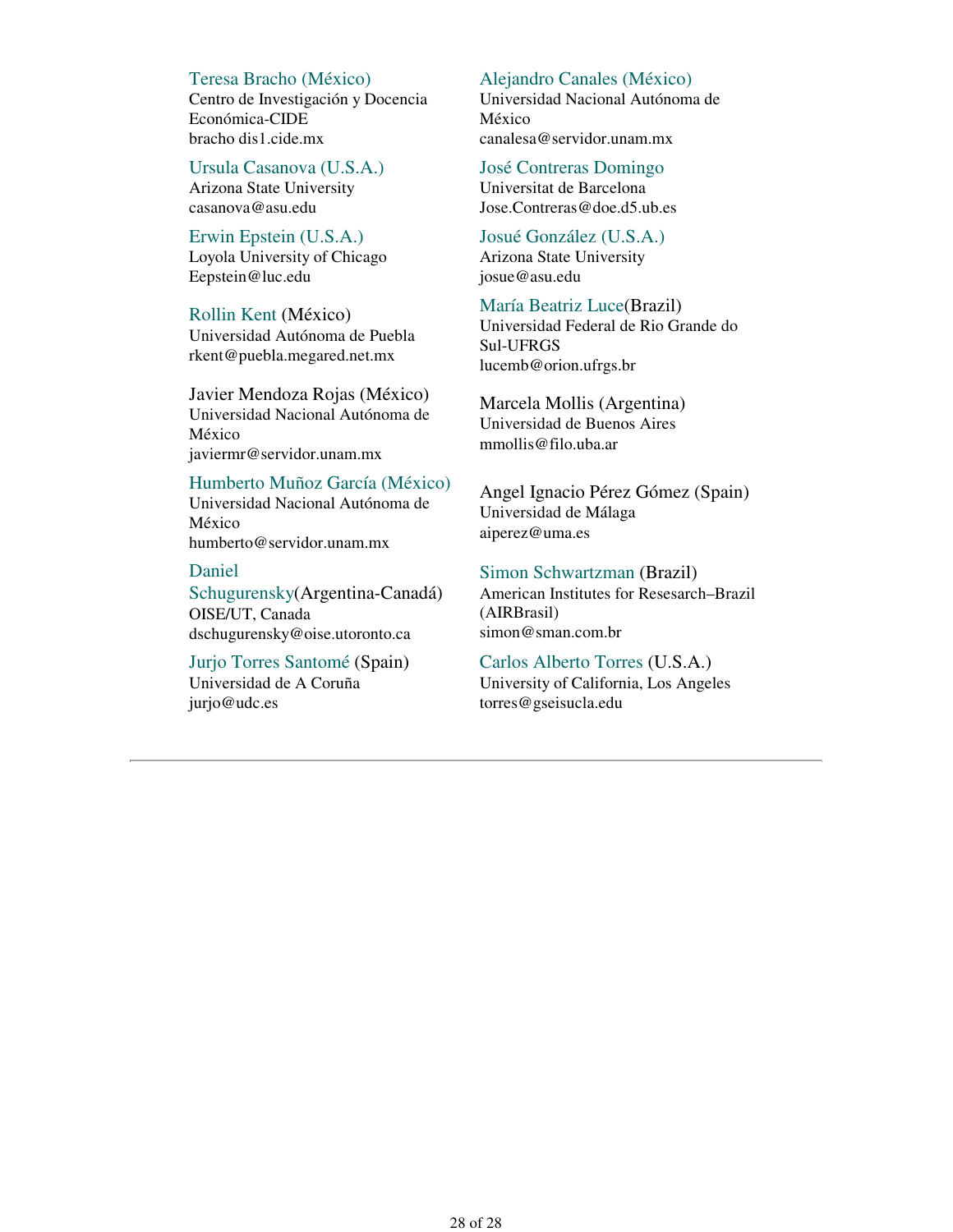Teresa Bracho (México)
Centro de Investigación y Docencia Económica-CIDE
bracho dis1.cide.mx

Alejandro Canales (México)
Universidad Nacional Autónoma de México
canalesa@servidor.unam.mx

Ursula Casanova (U.S.A.)
Arizona State University
casanova@asu.edu

José Contreras Domingo
Universitat de Barcelona
Jose.Contreras@doe.d5.ub.es

Erwin Epstein (U.S.A.)
Loyola University of Chicago
Eepstein@luc.edu

Josué González (U.S.A.)
Arizona State University
josue@asu.edu

Rollin Kent (México)
Universidad Autónoma de Puebla
rkent@puebla.megared.net.mx

María Beatriz Luce(Brazil)
Universidad Federal de Rio Grande do Sul-UFRGS
lucemb@orion.ufrgs.br

Javier Mendoza Rojas (México)
Universidad Nacional Autónoma de México
javiermr@servidor.unam.mx

Marcela Mollis (Argentina)
Universidad de Buenos Aires
mmollis@filo.uba.ar

Humberto Muñoz García (México)
Universidad Nacional Autónoma de México
humberto@servidor.unam.mx

Angel Ignacio Pérez Gómez (Spain)
Universidad de Málaga
aiperez@uma.es

Daniel Schugurensky(Argentina-Canadá)
OISE/UT, Canada
dschugurensky@oise.utoronto.ca

Simon Schwartzman (Brazil)
American Institutes for Resesarch–Brazil (AIRBrasil)
simon@sman.com.br

Jurjo Torres Santomé (Spain)
Universidad de A Coruña
jurjo@udc.es

Carlos Alberto Torres (U.S.A.)
University of California, Los Angeles
torres@gseisucla.edu